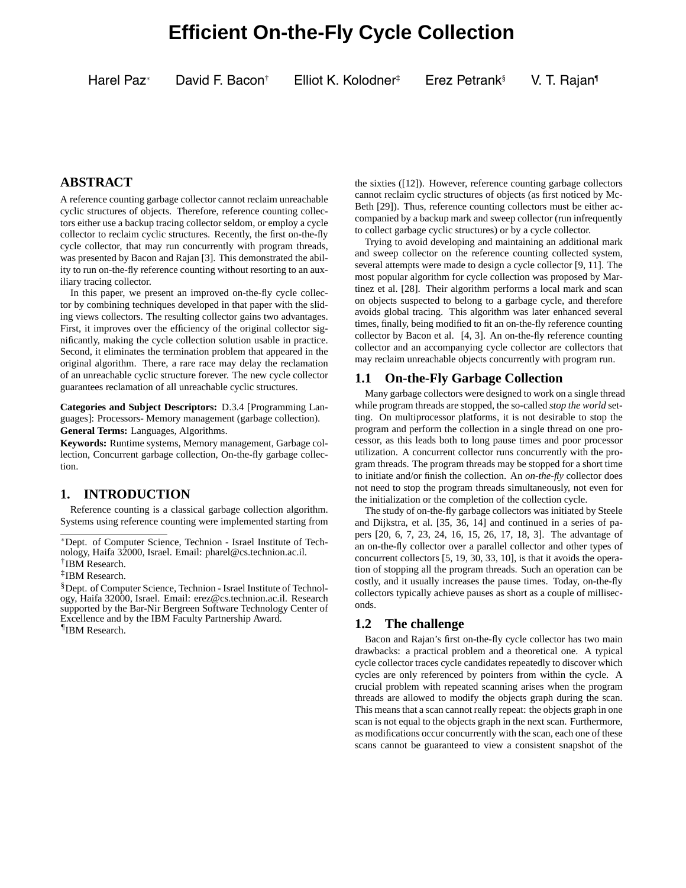# Efficient On-the-Fly Cycle Collection

Harel Paz[*] David F. Bacon[†] Elliot K. Kolodner[‡] Erez Petrank[§] V. T. Rajan[¶]

## ABSTRACT

A reference counting garbage collector cannot reclaim unreachable cyclic structures of objects. Therefore, reference counting collectors either use a backup tracing collector seldom, or employ a cycle collector to reclaim cyclic structures. Recently, the first on-the-fly cycle collector, that may run concurrently with program threads, was presented by Bacon and Rajan [3]. This demonstrated the ability to run on-the-fly reference counting without resorting to an auxiliary tracing collector.

In this paper, we present an improved on-the-fly cycle collector by combining techniques developed in that paper with the sliding views collectors. The resulting collector gains two advantages. First, it improves over the efficiency of the original collector significantly, making the cycle collection solution usable in practice. Second, it eliminates the termination problem that appeared in the original algorithm. There, a rare race may delay the reclamation of an unreachable cyclic structure forever. The new cycle collector guarantees reclamation of all unreachable cyclic structures.

**Categories and Subject Descriptors:** D.3.4 [Programming Languages]: Processors- Memory management (garbage collection).

**General Terms:** Languages, Algorithms.

**Keywords:** Runtime systems, Memory management, Garbage collection, Concurrent garbage collection, On-the-fly garbage collection.

## 1. INTRODUCTION

Reference counting is a classical garbage collection algorithm. Systems using reference counting were implemented starting from the sixties ([12]). However, reference counting garbage collectors cannot reclaim cyclic structures of objects (as first noticed by McBeth [29]). Thus, reference counting collectors must be either accompanied by a backup mark and sweep collector (run infrequently to collect garbage cyclic structures) or by a cycle collector.

Trying to avoid developing and maintaining an additional mark and sweep collector on the reference counting collected system, several attempts were made to design a cycle collector [9, 11]. The most popular algorithm for cycle collection was proposed by Martinez et al. [28]. Their algorithm performs a local mark and scan on objects suspected to belong to a garbage cycle, and therefore avoids global tracing. This algorithm was later enhanced several times, finally, being modified to fit an on-the-fly reference counting collector by Bacon et al. [4, 3]. An on-the-fly reference counting collector and an accompanying cycle collector are collectors that may reclaim unreachable objects concurrently with program run.

### 1.1 On-the-Fly Garbage Collection

Many garbage collectors were designed to work on a single thread while program threads are stopped, the so-called *stop the world* setting. On multiprocessor platforms, it is not desirable to stop the program and perform the collection in a single thread on one processor, as this leads both to long pause times and poor processor utilization. A concurrent collector runs concurrently with the program threads. The program threads may be stopped for a short time to initiate and/or finish the collection. An *on-the-fly* collector does not need to stop the program threads simultaneously, not even for the initialization or the completion of the collection cycle.

The study of on-the-fly garbage collectors was initiated by Steele and Dijkstra, et al. [35, 36, 14] and continued in a series of papers [20, 6, 7, 23, 24, 16, 15, 26, 17, 18, 3]. The advantage of an on-the-fly collector over a parallel collector and other types of concurrent collectors [5, 19, 30, 33, 10], is that it avoids the operation of stopping all the program threads. Such an operation can be costly, and it usually increases the pause times. Today, on-the-fly collectors typically achieve pauses as short as a couple of milliseconds.

### 1.2 The challenge

Bacon and Rajan's first on-the-fly cycle collector has two main drawbacks: a practical problem and a theoretical one. A typical cycle collector traces cycle candidates repeatedly to discover which cycles are only referenced by pointers from within the cycle. A crucial problem with repeated scanning arises when the program threads are allowed to modify the objects graph during the scan. This means that a scan cannot really repeat: the objects graph in one scan is not equal to the objects graph in the next scan. Furthermore, as modifications occur concurrently with the scan, each one of these scans cannot be guaranteed to view a consistent snapshot of the

---

[*] Dept. of Computer Science, Technion - Israel Institute of Technology, Haifa 32000, Israel. Email: pharel@cs.technion.ac.il.

[†] IBM Research.

[‡] IBM Research.

[§] Dept. of Computer Science, Technion - Israel Institute of Technology, Haifa 32000, Israel. Email: erez@cs.technion.ac.il. Research supported by the Bar-Nir Bergreen Software Technology Center of Excellence and by the IBM Faculty Partnership Award.

[¶] IBM Research.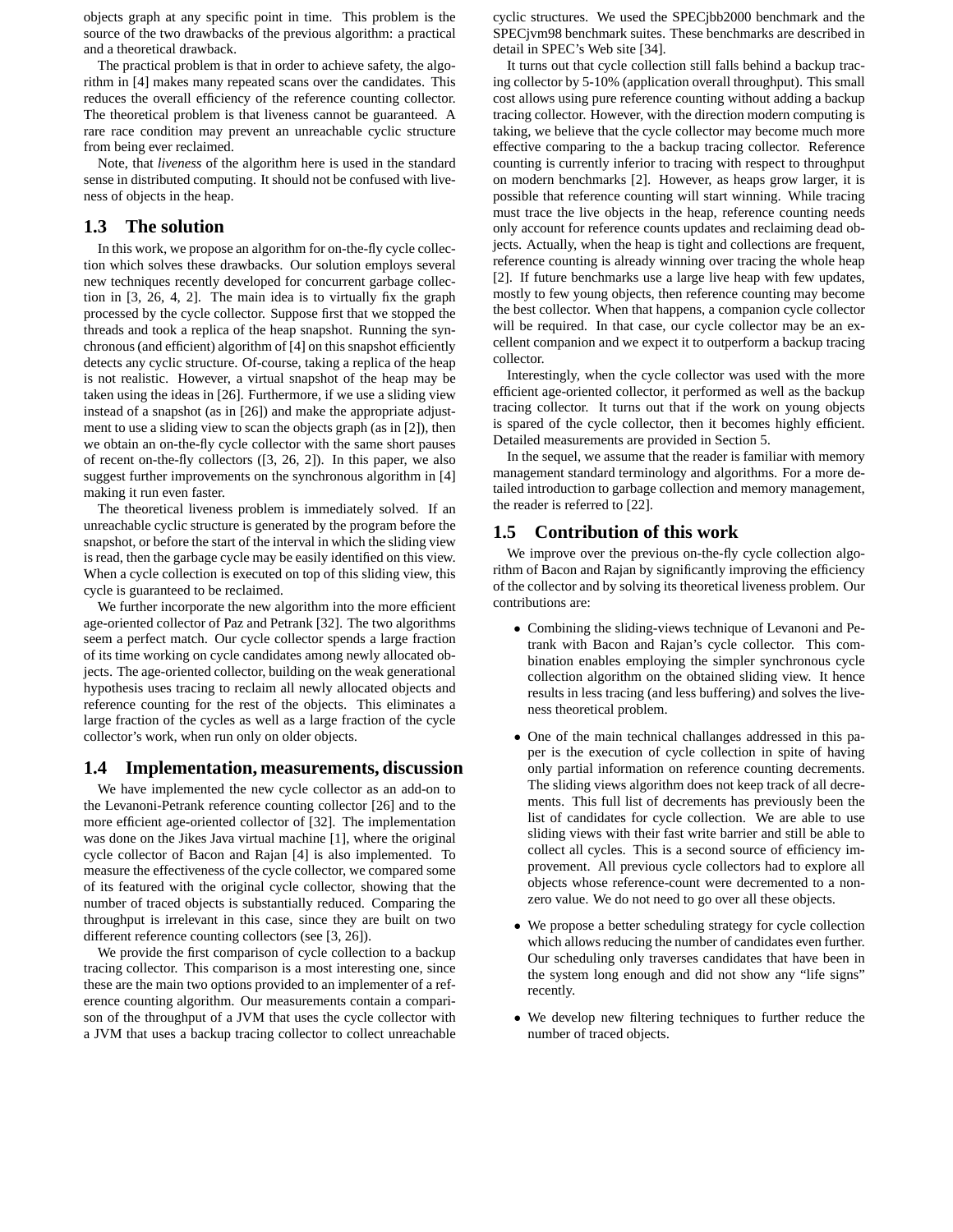objects graph at any specific point in time. This problem is the source of the two drawbacks of the previous algorithm: a practical and a theoretical drawback.

The practical problem is that in order to achieve safety, the algorithm in [4] makes many repeated scans over the candidates. This reduces the overall efficiency of the reference counting collector. The theoretical problem is that liveness cannot be guaranteed. A rare race condition may prevent an unreachable cyclic structure from being ever reclaimed.

Note, that *liveness* of the algorithm here is used in the standard sense in distributed computing. It should not be confused with liveness of objects in the heap.

## 1.3 The solution

In this work, we propose an algorithm for on-the-fly cycle collection which solves these drawbacks. Our solution employs several new techniques recently developed for concurrent garbage collection in [3, 26, 4, 2]. The main idea is to virtually fix the graph processed by the cycle collector. Suppose first that we stopped the threads and took a replica of the heap snapshot. Running the synchronous (and efficient) algorithm of [4] on this snapshot efficiently detects any cyclic structure. Of-course, taking a replica of the heap is not realistic. However, a virtual snapshot of the heap may be taken using the ideas in [26]. Furthermore, if we use a sliding view instead of a snapshot (as in [26]) and make the appropriate adjustment to use a sliding view to scan the objects graph (as in [2]), then we obtain an on-the-fly cycle collector with the same short pauses of recent on-the-fly collectors ([3, 26, 2]). In this paper, we also suggest further improvements on the synchronous algorithm in [4] making it run even faster.

The theoretical liveness problem is immediately solved. If an unreachable cyclic structure is generated by the program before the snapshot, or before the start of the interval in which the sliding view is read, then the garbage cycle may be easily identified on this view. When a cycle collection is executed on top of this sliding view, this cycle is guaranteed to be reclaimed.

We further incorporate the new algorithm into the more efficient age-oriented collector of Paz and Petrank [32]. The two algorithms seem a perfect match. Our cycle collector spends a large fraction of its time working on cycle candidates among newly allocated objects. The age-oriented collector, building on the weak generational hypothesis uses tracing to reclaim all newly allocated objects and reference counting for the rest of the objects. This eliminates a large fraction of the cycles as well as a large fraction of the cycle collector's work, when run only on older objects.

## 1.4 Implementation, measurements, discussion

We have implemented the new cycle collector as an add-on to the Levanoni-Petrank reference counting collector [26] and to the more efficient age-oriented collector of [32]. The implementation was done on the Jikes Java virtual machine [1], where the original cycle collector of Bacon and Rajan [4] is also implemented. To measure the effectiveness of the cycle collector, we compared some of its featured with the original cycle collector, showing that the number of traced objects is substantially reduced. Comparing the throughput is irrelevant in this case, since they are built on two different reference counting collectors (see [3, 26]).

We provide the first comparison of cycle collection to a backup tracing collector. This comparison is a most interesting one, since these are the main two options provided to an implementer of a reference counting algorithm. Our measurements contain a comparison of the throughput of a JVM that uses the cycle collector with a JVM that uses a backup tracing collector to collect unreachable cyclic structures. We used the SPECjbb2000 benchmark and the SPECjvm98 benchmark suites. These benchmarks are described in detail in SPEC's Web site [34].

It turns out that cycle collection still falls behind a backup tracing collector by 5-10% (application overall throughput). This small cost allows using pure reference counting without adding a backup tracing collector. However, with the direction modern computing is taking, we believe that the cycle collector may become much more effective comparing to the a backup tracing collector. Reference counting is currently inferior to tracing with respect to throughput on modern benchmarks [2]. However, as heaps grow larger, it is possible that reference counting will start winning. While tracing must trace the live objects in the heap, reference counting needs only account for reference counts updates and reclaiming dead objects. Actually, when the heap is tight and collections are frequent, reference counting is already winning over tracing the whole heap [2]. If future benchmarks use a large live heap with few updates, mostly to few young objects, then reference counting may become the best collector. When that happens, a companion cycle collector will be required. In that case, our cycle collector may be an excellent companion and we expect it to outperform a backup tracing collector.

Interestingly, when the cycle collector was used with the more efficient age-oriented collector, it performed as well as the backup tracing collector. It turns out that if the work on young objects is spared of the cycle collector, then it becomes highly efficient. Detailed measurements are provided in Section 5.

In the sequel, we assume that the reader is familiar with memory management standard terminology and algorithms. For a more detailed introduction to garbage collection and memory management, the reader is referred to [22].

## 1.5 Contribution of this work

We improve over the previous on-the-fly cycle collection algorithm of Bacon and Rajan by significantly improving the efficiency of the collector and by solving its theoretical liveness problem. Our contributions are:

- Combining the sliding-views technique of Levanoni and Petrank with Bacon and Rajan's cycle collector. This combination enables employing the simpler synchronous cycle collection algorithm on the obtained sliding view. It hence results in less tracing (and less buffering) and solves the liveness theoretical problem.

- One of the main technical challanges addressed in this paper is the execution of cycle collection in spite of having only partial information on reference counting decrements. The sliding views algorithm does not keep track of all decrements. This full list of decrements has previously been the list of candidates for cycle collection. We are able to use sliding views with their fast write barrier and still be able to collect all cycles. This is a second source of efficiency improvement. All previous cycle collectors had to explore all objects whose reference-count were decremented to a non-zero value. We do not need to go over all these objects.

- We propose a better scheduling strategy for cycle collection which allows reducing the number of candidates even further. Our scheduling only traverses candidates that have been in the system long enough and did not show any "life signs" recently.

- We develop new filtering techniques to further reduce the number of traced objects.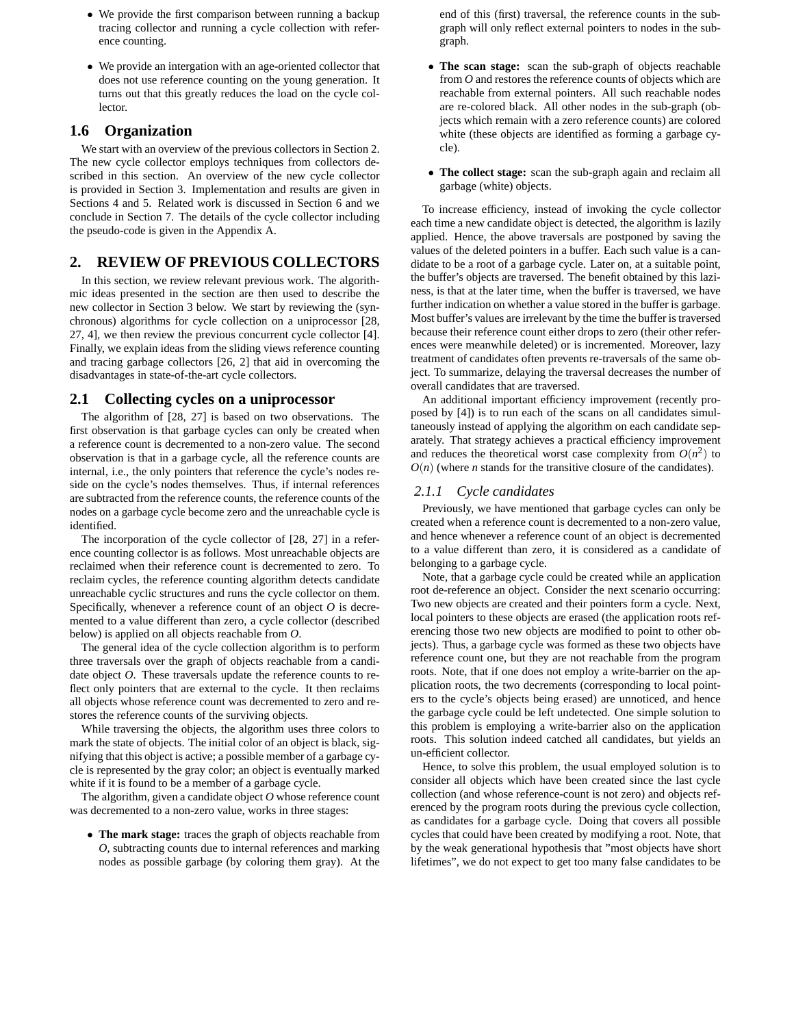- We provide the first comparison between running a backup tracing collector and running a cycle collection with reference counting.
- We provide an intergation with an age-oriented collector that does not use reference counting on the young generation. It turns out that this greatly reduces the load on the cycle collector.

## 1.6 Organization

We start with an overview of the previous collectors in Section 2. The new cycle collector employs techniques from collectors described in this section. An overview of the new cycle collector is provided in Section 3. Implementation and results are given in Sections 4 and 5. Related work is discussed in Section 6 and we conclude in Section 7. The details of the cycle collector including the pseudo-code is given in the Appendix A.

# 2. REVIEW OF PREVIOUS COLLECTORS

In this section, we review relevant previous work. The algorithmic ideas presented in the section are then used to describe the new collector in Section 3 below. We start by reviewing the (synchronous) algorithms for cycle collection on a uniprocessor [28, 27, 4], we then review the previous concurrent cycle collector [4]. Finally, we explain ideas from the sliding views reference counting and tracing garbage collectors [26, 2] that aid in overcoming the disadvantages in state-of-the-art cycle collectors.

## 2.1 Collecting cycles on a uniprocessor

The algorithm of [28, 27] is based on two observations. The first observation is that garbage cycles can only be created when a reference count is decremented to a non-zero value. The second observation is that in a garbage cycle, all the reference counts are internal, i.e., the only pointers that reference the cycle's nodes reside on the cycle's nodes themselves. Thus, if internal references are subtracted from the reference counts, the reference counts of the nodes on a garbage cycle become zero and the unreachable cycle is identified.

The incorporation of the cycle collector of [28, 27] in a reference counting collector is as follows. Most unreachable objects are reclaimed when their reference count is decremented to zero. To reclaim cycles, the reference counting algorithm detects candidate unreachable cyclic structures and runs the cycle collector on them. Specifically, whenever a reference count of an object *O* is decremented to a value different than zero, a cycle collector (described below) is applied on all objects reachable from *O*.

The general idea of the cycle collection algorithm is to perform three traversals over the graph of objects reachable from a candidate object *O*. These traversals update the reference counts to reflect only pointers that are external to the cycle. It then reclaims all objects whose reference count was decremented to zero and restores the reference counts of the surviving objects.

While traversing the objects, the algorithm uses three colors to mark the state of objects. The initial color of an object is black, signifying that this object is active; a possible member of a garbage cycle is represented by the gray color; an object is eventually marked white if it is found to be a member of a garbage cycle.

The algorithm, given a candidate object *O* whose reference count was decremented to a non-zero value, works in three stages:

- **The mark stage:** traces the graph of objects reachable from *O*, subtracting counts due to internal references and marking nodes as possible garbage (by coloring them gray). At the end of this (first) traversal, the reference counts in the sub-graph will only reflect external pointers to nodes in the sub-graph.
- **The scan stage:** scan the sub-graph of objects reachable from *O* and restores the reference counts of objects which are reachable from external pointers. All such reachable nodes are re-colored black. All other nodes in the sub-graph (objects which remain with a zero reference counts) are colored white (these objects are identified as forming a garbage cycle).
- **The collect stage:** scan the sub-graph again and reclaim all garbage (white) objects.

To increase efficiency, instead of invoking the cycle collector each time a new candidate object is detected, the algorithm is lazily applied. Hence, the above traversals are postponed by saving the values of the deleted pointers in a buffer. Each such value is a candidate to be a root of a garbage cycle. Later on, at a suitable point, the buffer's objects are traversed. The benefit obtained by this laziness, is that at the later time, when the buffer is traversed, we have further indication on whether a value stored in the buffer is garbage. Most buffer's values are irrelevant by the time the buffer is traversed because their reference count either drops to zero (their other references were meanwhile deleted) or is incremented. Moreover, lazy treatment of candidates often prevents re-traversals of the same object. To summarize, delaying the traversal decreases the number of overall candidates that are traversed.

An additional important efficiency improvement (recently proposed by [4]) is to run each of the scans on all candidates simultaneously instead of applying the algorithm on each candidate separately. That strategy achieves a practical efficiency improvement and reduces the theoretical worst case complexity from $O(n^2)$ to $O(n)$ (where $n$ stands for the transitive closure of the candidates).

### 2.1.1 Cycle candidates

Previously, we have mentioned that garbage cycles can only be created when a reference count is decremented to a non-zero value, and hence whenever a reference count of an object is decremented to a value different than zero, it is considered as a candidate of belonging to a garbage cycle.

Note, that a garbage cycle could be created while an application root de-reference an object. Consider the next scenario occurring: Two new objects are created and their pointers form a cycle. Next, local pointers to these objects are erased (the application roots referencing those two new objects are modified to point to other objects). Thus, a garbage cycle was formed as these two objects have reference count one, but they are not reachable from the program roots. Note, that if one does not employ a write-barrier on the application roots, the two decrements (corresponding to local pointers to the cycle's objects being erased) are unnoticed, and hence the garbage cycle could be left undetected. One simple solution to this problem is employing a write-barrier also on the application roots. This solution indeed catched all candidates, but yields an un-efficient collector.

Hence, to solve this problem, the usual employed solution is to consider all objects which have been created since the last cycle collection (and whose reference-count is not zero) and objects referenced by the program roots during the previous cycle collection, as candidates for a garbage cycle. Doing that covers all possible cycles that could have been created by modifying a root. Note, that by the weak generational hypothesis that "most objects have short lifetimes", we do not expect to get too many false candidates to be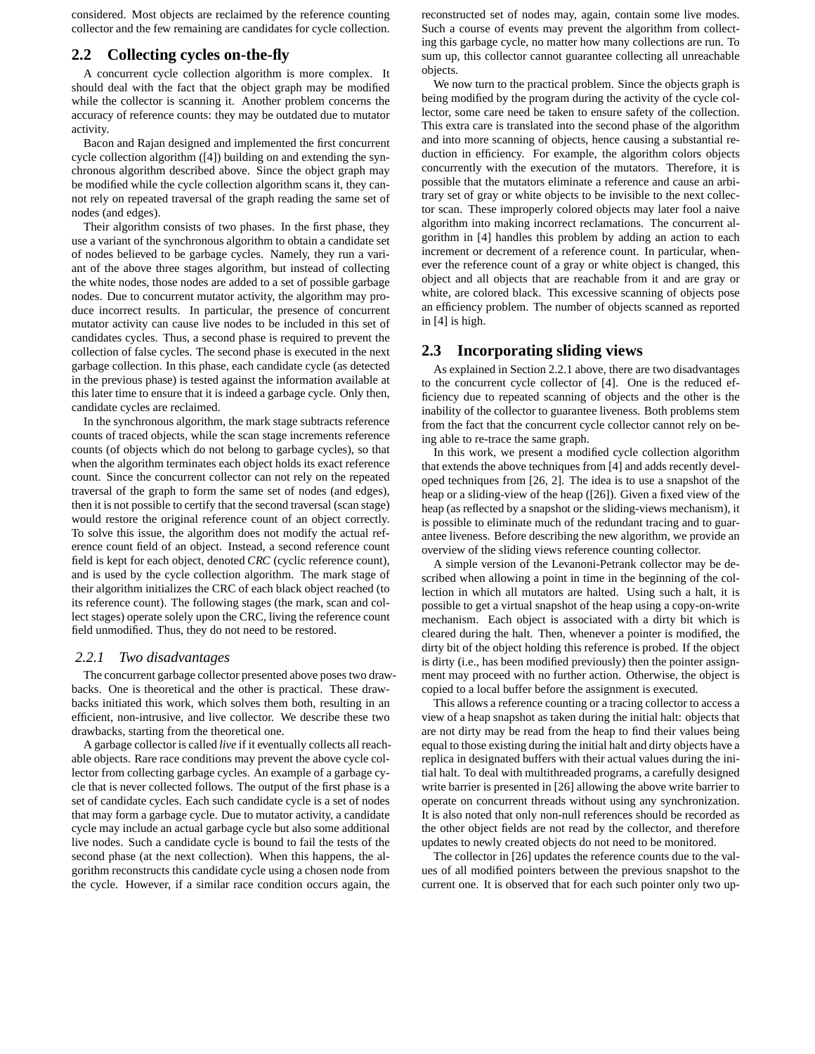considered. Most objects are reclaimed by the reference counting collector and the few remaining are candidates for cycle collection.

## 2.2 Collecting cycles on-the-fly

A concurrent cycle collection algorithm is more complex. It should deal with the fact that the object graph may be modified while the collector is scanning it. Another problem concerns the accuracy of reference counts: they may be outdated due to mutator activity.

Bacon and Rajan designed and implemented the first concurrent cycle collection algorithm ([4]) building on and extending the synchronous algorithm described above. Since the object graph may be modified while the cycle collection algorithm scans it, they cannot rely on repeated traversal of the graph reading the same set of nodes (and edges).

Their algorithm consists of two phases. In the first phase, they use a variant of the synchronous algorithm to obtain a candidate set of nodes believed to be garbage cycles. Namely, they run a variant of the above three stages algorithm, but instead of collecting the white nodes, those nodes are added to a set of possible garbage nodes. Due to concurrent mutator activity, the algorithm may produce incorrect results. In particular, the presence of concurrent mutator activity can cause live nodes to be included in this set of candidates cycles. Thus, a second phase is required to prevent the collection of false cycles. The second phase is executed in the next garbage collection. In this phase, each candidate cycle (as detected in the previous phase) is tested against the information available at this later time to ensure that it is indeed a garbage cycle. Only then, candidate cycles are reclaimed.

In the synchronous algorithm, the mark stage subtracts reference counts of traced objects, while the scan stage increments reference counts (of objects which do not belong to garbage cycles), so that when the algorithm terminates each object holds its exact reference count. Since the concurrent collector can not rely on the repeated traversal of the graph to form the same set of nodes (and edges), then it is not possible to certify that the second traversal (scan stage) would restore the original reference count of an object correctly. To solve this issue, the algorithm does not modify the actual reference count field of an object. Instead, a second reference count field is kept for each object, denoted *CRC* (cyclic reference count), and is used by the cycle collection algorithm. The mark stage of their algorithm initializes the CRC of each black object reached (to its reference count). The following stages (the mark, scan and collect stages) operate solely upon the CRC, living the reference count field unmodified. Thus, they do not need to be restored.

### 2.2.1 *Two disadvantages*

The concurrent garbage collector presented above poses two drawbacks. One is theoretical and the other is practical. These drawbacks initiated this work, which solves them both, resulting in an efficient, non-intrusive, and live collector. We describe these two drawbacks, starting from the theoretical one.

A garbage collector is called *live* if it eventually collects all reachable objects. Rare race conditions may prevent the above cycle collector from collecting garbage cycles. An example of a garbage cycle that is never collected follows. The output of the first phase is a set of candidate cycles. Each such candidate cycle is a set of nodes that may form a garbage cycle. Due to mutator activity, a candidate cycle may include an actual garbage cycle but also some additional live nodes. Such a candidate cycle is bound to fail the tests of the second phase (at the next collection). When this happens, the algorithm reconstructs this candidate cycle using a chosen node from the cycle. However, if a similar race condition occurs again, the reconstructed set of nodes may, again, contain some live modes. Such a course of events may prevent the algorithm from collecting this garbage cycle, no matter how many collections are run. To sum up, this collector cannot guarantee collecting all unreachable objects.

We now turn to the practical problem. Since the objects graph is being modified by the program during the activity of the cycle collector, some care need be taken to ensure safety of the collection. This extra care is translated into the second phase of the algorithm and into more scanning of objects, hence causing a substantial reduction in efficiency. For example, the algorithm colors objects concurrently with the execution of the mutators. Therefore, it is possible that the mutators eliminate a reference and cause an arbitrary set of gray or white objects to be invisible to the next collector scan. These improperly colored objects may later fool a naive algorithm into making incorrect reclamations. The concurrent algorithm in [4] handles this problem by adding an action to each increment or decrement of a reference count. In particular, whenever the reference count of a gray or white object is changed, this object and all objects that are reachable from it and are gray or white, are colored black. This excessive scanning of objects pose an efficiency problem. The number of objects scanned as reported in [4] is high.

## 2.3 Incorporating sliding views

As explained in Section 2.2.1 above, there are two disadvantages to the concurrent cycle collector of [4]. One is the reduced efficiency due to repeated scanning of objects and the other is the inability of the collector to guarantee liveness. Both problems stem from the fact that the concurrent cycle collector cannot rely on being able to re-trace the same graph.

In this work, we present a modified cycle collection algorithm that extends the above techniques from [4] and adds recently developed techniques from [26, 2]. The idea is to use a snapshot of the heap or a sliding-view of the heap ([26]). Given a fixed view of the heap (as reflected by a snapshot or the sliding-views mechanism), it is possible to eliminate much of the redundant tracing and to guarantee liveness. Before describing the new algorithm, we provide an overview of the sliding views reference counting collector.

A simple version of the Levanoni-Petrank collector may be described when allowing a point in time in the beginning of the collection in which all mutators are halted. Using such a halt, it is possible to get a virtual snapshot of the heap using a copy-on-write mechanism. Each object is associated with a dirty bit which is cleared during the halt. Then, whenever a pointer is modified, the dirty bit of the object holding this reference is probed. If the object is dirty (i.e., has been modified previously) then the pointer assignment may proceed with no further action. Otherwise, the object is copied to a local buffer before the assignment is executed.

This allows a reference counting or a tracing collector to access a view of a heap snapshot as taken during the initial halt: objects that are not dirty may be read from the heap to find their values being equal to those existing during the initial halt and dirty objects have a replica in designated buffers with their actual values during the initial halt. To deal with multithreaded programs, a carefully designed write barrier is presented in [26] allowing the above write barrier to operate on concurrent threads without using any synchronization. It is also noted that only non-null references should be recorded as the other object fields are not read by the collector, and therefore updates to newly created objects do not need to be monitored.

The collector in [26] updates the reference counts due to the values of all modified pointers between the previous snapshot to the current one. It is observed that for each such pointer only two up-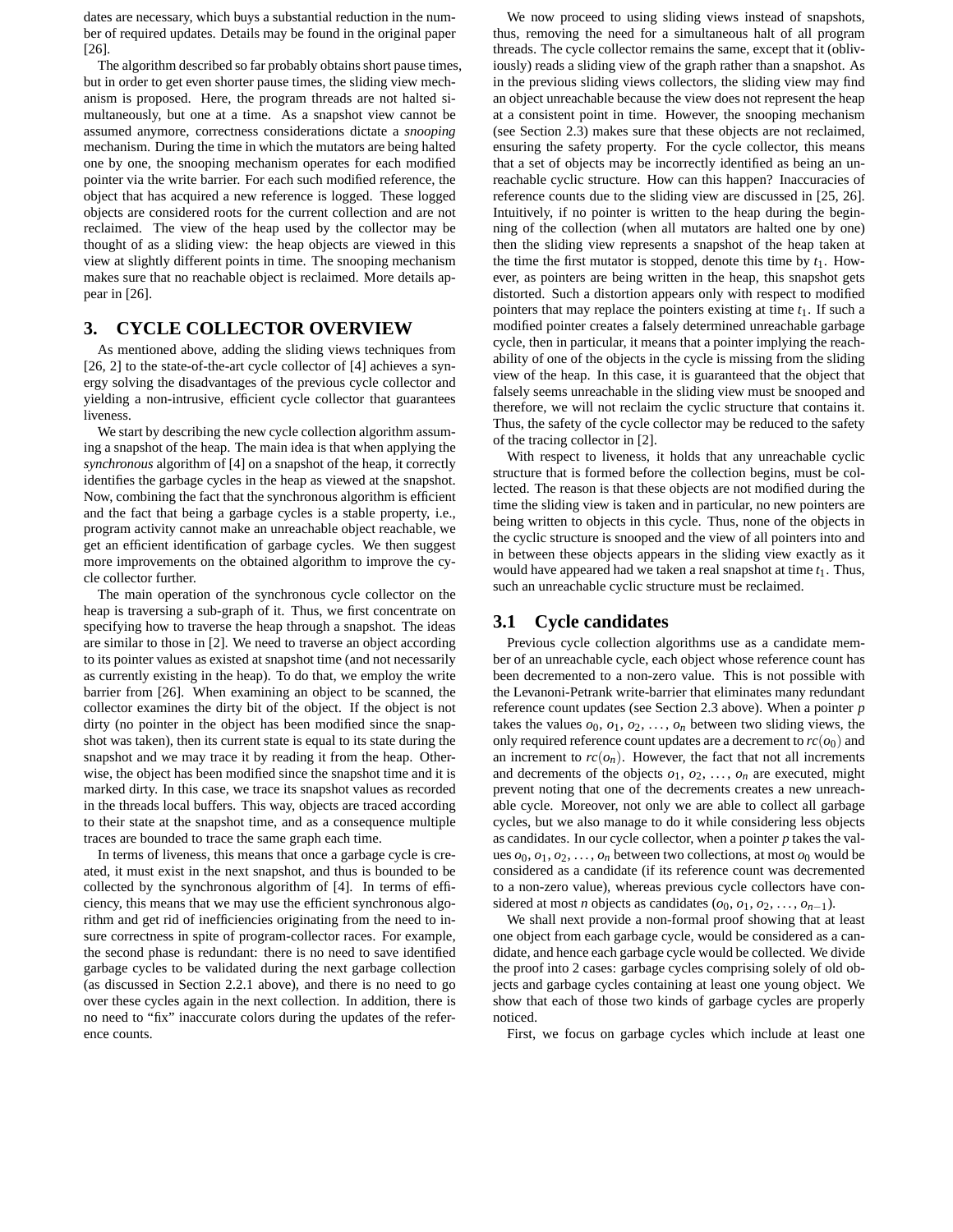dates are necessary, which buys a substantial reduction in the number of required updates. Details may be found in the original paper [26].

The algorithm described so far probably obtains short pause times, but in order to get even shorter pause times, the sliding view mechanism is proposed. Here, the program threads are not halted simultaneously, but one at a time. As a snapshot view cannot be assumed anymore, correctness considerations dictate a *snooping* mechanism. During the time in which the mutators are being halted one by one, the snooping mechanism operates for each modified pointer via the write barrier. For each such modified reference, the object that has acquired a new reference is logged. These logged objects are considered roots for the current collection and are not reclaimed. The view of the heap used by the collector may be thought of as a sliding view: the heap objects are viewed in this view at slightly different points in time. The snooping mechanism makes sure that no reachable object is reclaimed. More details appear in [26].

## 3. CYCLE COLLECTOR OVERVIEW

As mentioned above, adding the sliding views techniques from [26, 2] to the state-of-the-art cycle collector of [4] achieves a synergy solving the disadvantages of the previous cycle collector and yielding a non-intrusive, efficient cycle collector that guarantees liveness.

We start by describing the new cycle collection algorithm assuming a snapshot of the heap. The main idea is that when applying the *synchronous* algorithm of [4] on a snapshot of the heap, it correctly identifies the garbage cycles in the heap as viewed at the snapshot. Now, combining the fact that the synchronous algorithm is efficient and the fact that being a garbage cycles is a stable property, i.e., program activity cannot make an unreachable object reachable, we get an efficient identification of garbage cycles. We then suggest more improvements on the obtained algorithm to improve the cycle collector further.

The main operation of the synchronous cycle collector on the heap is traversing a sub-graph of it. Thus, we first concentrate on specifying how to traverse the heap through a snapshot. The ideas are similar to those in [2]. We need to traverse an object according to its pointer values as existed at snapshot time (and not necessarily as currently existing in the heap). To do that, we employ the write barrier from [26]. When examining an object to be scanned, the collector examines the dirty bit of the object. If the object is not dirty (no pointer in the object has been modified since the snapshot was taken), then its current state is equal to its state during the snapshot and we may trace it by reading it from the heap. Otherwise, the object has been modified since the snapshot time and it is marked dirty. In this case, we trace its snapshot values as recorded in the threads local buffers. This way, objects are traced according to their state at the snapshot time, and as a consequence multiple traces are bounded to trace the same graph each time.

In terms of liveness, this means that once a garbage cycle is created, it must exist in the next snapshot, and thus is bounded to be collected by the synchronous algorithm of [4]. In terms of efficiency, this means that we may use the efficient synchronous algorithm and get rid of inefficiencies originating from the need to insure correctness in spite of program-collector races. For example, the second phase is redundant: there is no need to save identified garbage cycles to be validated during the next garbage collection (as discussed in Section 2.2.1 above), and there is no need to go over these cycles again in the next collection. In addition, there is no need to "fix" inaccurate colors during the updates of the reference counts.

We now proceed to using sliding views instead of snapshots, thus, removing the need for a simultaneous halt of all program threads. The cycle collector remains the same, except that it (obliviously) reads a sliding view of the graph rather than a snapshot. As in the previous sliding views collectors, the sliding view may find an object unreachable because the view does not represent the heap at a consistent point in time. However, the snooping mechanism (see Section 2.3) makes sure that these objects are not reclaimed, ensuring the safety property. For the cycle collector, this means that a set of objects may be incorrectly identified as being an unreachable cyclic structure. How can this happen? Inaccuracies of reference counts due to the sliding view are discussed in [25, 26]. Intuitively, if no pointer is written to the heap during the beginning of the collection (when all mutators are halted one by one) then the sliding view represents a snapshot of the heap taken at the time the first mutator is stopped, denote this time by $t_1$. However, as pointers are being written in the heap, this snapshot gets distorted. Such a distortion appears only with respect to modified pointers that may replace the pointers existing at time $t_1$. If such a modified pointer creates a falsely determined unreachable garbage cycle, then in particular, it means that a pointer implying the reachability of one of the objects in the cycle is missing from the sliding view of the heap. In this case, it is guaranteed that the object that falsely seems unreachable in the sliding view must be snooped and therefore, we will not reclaim the cyclic structure that contains it. Thus, the safety of the cycle collector may be reduced to the safety of the tracing collector in [2].

With respect to liveness, it holds that any unreachable cyclic structure that is formed before the collection begins, must be collected. The reason is that these objects are not modified during the time the sliding view is taken and in particular, no new pointers are being written to objects in this cycle. Thus, none of the objects in the cyclic structure is snooped and the view of all pointers into and in between these objects appears in the sliding view exactly as it would have appeared had we taken a real snapshot at time $t_1$. Thus, such an unreachable cyclic structure must be reclaimed.

### 3.1 Cycle candidates

Previous cycle collection algorithms use as a candidate member of an unreachable cycle, each object whose reference count has been decremented to a non-zero value. This is not possible with the Levanoni-Petrank write-barrier that eliminates many redundant reference count updates (see Section 2.3 above). When a pointer $p$ takes the values $o_0, o_1, o_2, \ldots, o_n$ between two sliding views, the only required reference count updates are a decrement to $rc(o_0)$ and an increment to $rc(o_n)$. However, the fact that not all increments and decrements of the objects $o_1, o_2, \ldots, o_n$ are executed, might prevent noting that one of the decrements creates a new unreachable cycle. Moreover, not only we are able to collect all garbage cycles, but we also manage to do it while considering less objects as candidates. In our cycle collector, when a pointer $p$ takes the values $o_0, o_1, o_2, \ldots, o_n$ between two collections, at most $o_0$ would be considered as a candidate (if its reference count was decremented to a non-zero value), whereas previous cycle collectors have considered at most $n$ objects as candidates ($o_0, o_1, o_2, \ldots, o_{n-1}$).

We shall next provide a non-formal proof showing that at least one object from each garbage cycle, would be considered as a candidate, and hence each garbage cycle would be collected. We divide the proof into 2 cases: garbage cycles comprising solely of old objects and garbage cycles containing at least one young object. We show that each of those two kinds of garbage cycles are properly noticed.

First, we focus on garbage cycles which include at least one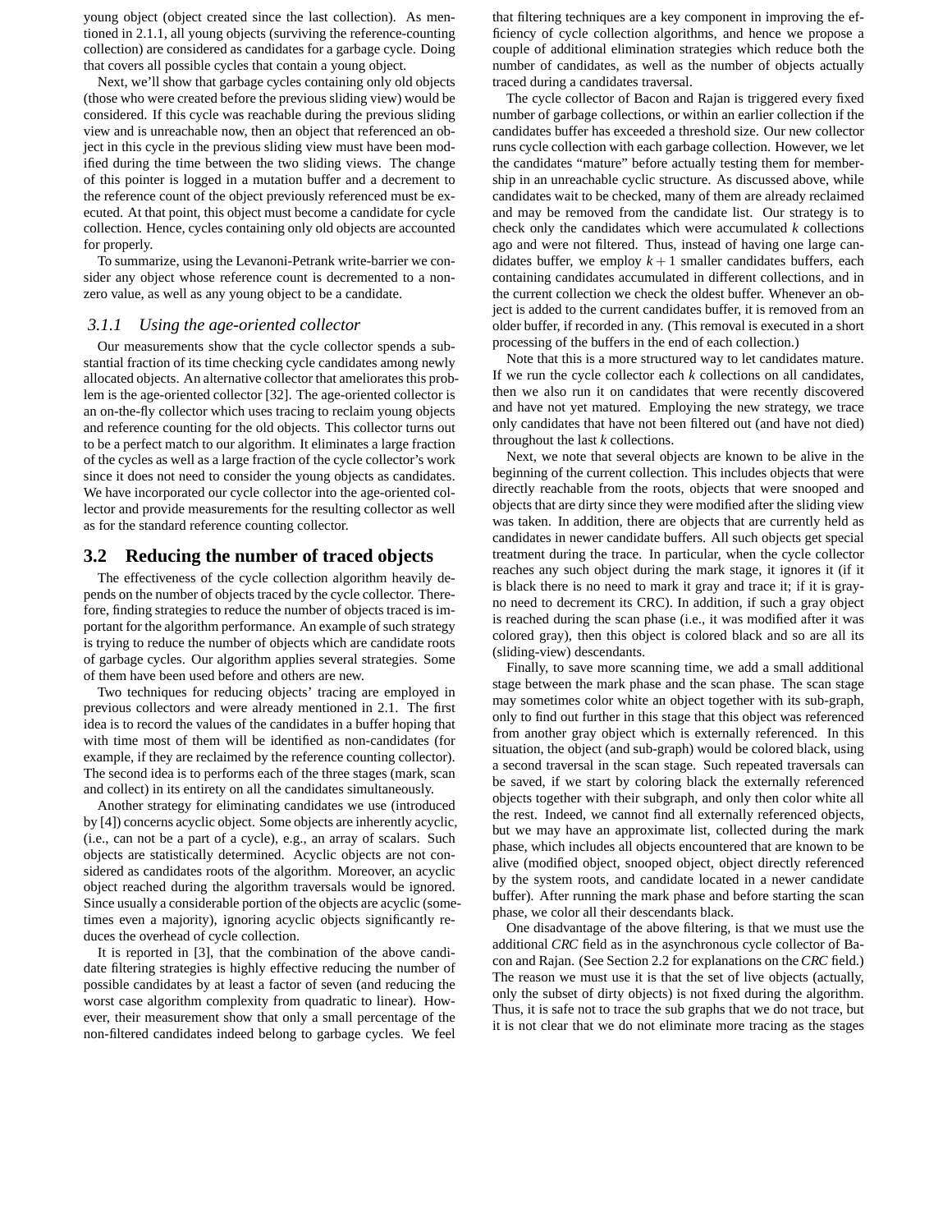young object (object created since the last collection). As mentioned in 2.1.1, all young objects (surviving the reference-counting collection) are considered as candidates for a garbage cycle. Doing that covers all possible cycles that contain a young object.

Next, we'll show that garbage cycles containing only old objects (those who were created before the previous sliding view) would be considered. If this cycle was reachable during the previous sliding view and is unreachable now, then an object that referenced an object in this cycle in the previous sliding view must have been modified during the time between the two sliding views. The change of this pointer is logged in a mutation buffer and a decrement to the reference count of the object previously referenced must be executed. At that point, this object must become a candidate for cycle collection. Hence, cycles containing only old objects are accounted for properly.

To summarize, using the Levanoni-Petrank write-barrier we consider any object whose reference count is decremented to a non-zero value, as well as any young object to be a candidate.

### 3.1.1 Using the age-oriented collector

Our measurements show that the cycle collector spends a substantial fraction of its time checking cycle candidates among newly allocated objects. An alternative collector that ameliorates this problem is the age-oriented collector [32]. The age-oriented collector is an on-the-fly collector which uses tracing to reclaim young objects and reference counting for the old objects. This collector turns out to be a perfect match to our algorithm. It eliminates a large fraction of the cycles as well as a large fraction of the cycle collector's work since it does not need to consider the young objects as candidates. We have incorporated our cycle collector into the age-oriented collector and provide measurements for the resulting collector as well as for the standard reference counting collector.

## 3.2 Reducing the number of traced objects

The effectiveness of the cycle collection algorithm heavily depends on the number of objects traced by the cycle collector. Therefore, finding strategies to reduce the number of objects traced is important for the algorithm performance. An example of such strategy is trying to reduce the number of objects which are candidate roots of garbage cycles. Our algorithm applies several strategies. Some of them have been used before and others are new.

Two techniques for reducing objects' tracing are employed in previous collectors and were already mentioned in 2.1. The first idea is to record the values of the candidates in a buffer hoping that with time most of them will be identified as non-candidates (for example, if they are reclaimed by the reference counting collector). The second idea is to performs each of the three stages (mark, scan and collect) in its entirety on all the candidates simultaneously.

Another strategy for eliminating candidates we use (introduced by [4]) concerns acyclic object. Some objects are inherently acyclic, (i.e., can not be a part of a cycle), e.g., an array of scalars. Such objects are statistically determined. Acyclic objects are not considered as candidates roots of the algorithm. Moreover, an acyclic object reached during the algorithm traversals would be ignored. Since usually a considerable portion of the objects are acyclic (sometimes even a majority), ignoring acyclic objects significantly reduces the overhead of cycle collection.

It is reported in [3], that the combination of the above candidate filtering strategies is highly effective reducing the number of possible candidates by at least a factor of seven (and reducing the worst case algorithm complexity from quadratic to linear). However, their measurement show that only a small percentage of the non-filtered candidates indeed belong to garbage cycles. We feel that filtering techniques are a key component in improving the efficiency of cycle collection algorithms, and hence we propose a couple of additional elimination strategies which reduce both the number of candidates, as well as the number of objects actually traced during a candidates traversal.

The cycle collector of Bacon and Rajan is triggered every fixed number of garbage collections, or within an earlier collection if the candidates buffer has exceeded a threshold size. Our new collector runs cycle collection with each garbage collection. However, we let the candidates "mature" before actually testing them for membership in an unreachable cyclic structure. As discussed above, while candidates wait to be checked, many of them are already reclaimed and may be removed from the candidate list. Our strategy is to check only the candidates which were accumulated $k$ collections ago and were not filtered. Thus, instead of having one large candidates buffer, we employ $k+1$ smaller candidates buffers, each containing candidates accumulated in different collections, and in the current collection we check the oldest buffer. Whenever an object is added to the current candidates buffer, it is removed from an older buffer, if recorded in any. (This removal is executed in a short processing of the buffers in the end of each collection.)

Note that this is a more structured way to let candidates mature. If we run the cycle collector each $k$ collections on all candidates, then we also run it on candidates that were recently discovered and have not yet matured. Employing the new strategy, we trace only candidates that have not been filtered out (and have not died) throughout the last $k$ collections.

Next, we note that several objects are known to be alive in the beginning of the current collection. This includes objects that were directly reachable from the roots, objects that were snooped and objects that are dirty since they were modified after the sliding view was taken. In addition, there are objects that are currently held as candidates in newer candidate buffers. All such objects get special treatment during the trace. In particular, when the cycle collector reaches any such object during the mark stage, it ignores it (if it is black there is no need to mark it gray and trace it; if it is gray-no need to decrement its CRC). In addition, if such a gray object is reached during the scan phase (i.e., it was modified after it was colored gray), then this object is colored black and so are all its (sliding-view) descendants.

Finally, to save more scanning time, we add a small additional stage between the mark phase and the scan phase. The scan stage may sometimes color white an object together with its sub-graph, only to find out further in this stage that this object was referenced from another gray object which is externally referenced. In this situation, the object (and sub-graph) would be colored black, using a second traversal in the scan stage. Such repeated traversals can be saved, if we start by coloring black the externally referenced objects together with their subgraph, and only then color white all the rest. Indeed, we cannot find all externally referenced objects, but we may have an approximate list, collected during the mark phase, which includes all objects encountered that are known to be alive (modified object, snooped object, object directly referenced by the system roots, and candidate located in a newer candidate buffer). After running the mark phase and before starting the scan phase, we color all their descendants black.

One disadvantage of the above filtering, is that we must use the additional *CRC* field as in the asynchronous cycle collector of Bacon and Rajan. (See Section 2.2 for explanations on the *CRC* field.) The reason we must use it is that the set of live objects (actually, only the subset of dirty objects) is not fixed during the algorithm. Thus, it is safe not to trace the sub graphs that we do not trace, but it is not clear that we do not eliminate more tracing as the stages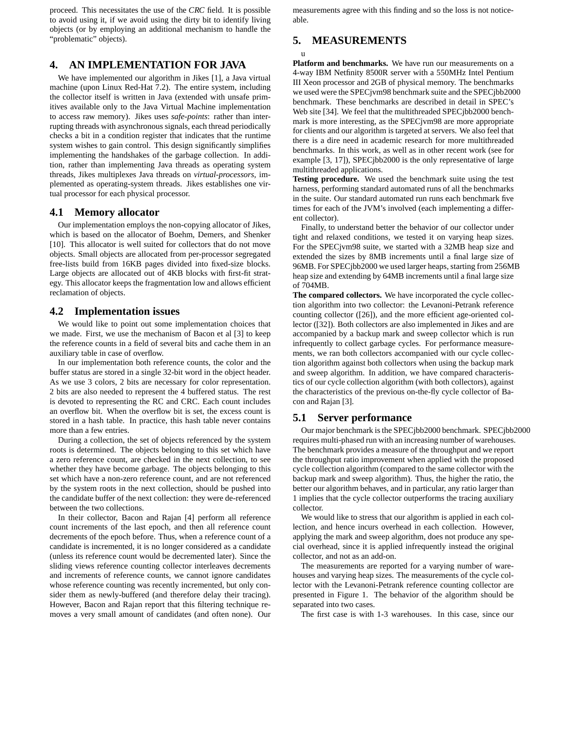proceed. This necessitates the use of the *CRC* field. It is possible to avoid using it, if we avoid using the dirty bit to identify living objects (or by employing an additional mechanism to handle the "problematic" objects).

# 4. AN IMPLEMENTATION FOR JAVA

We have implemented our algorithm in Jikes [1], a Java virtual machine (upon Linux Red-Hat 7.2). The entire system, including the collector itself is written in Java (extended with unsafe primitives available only to the Java Virtual Machine implementation to access raw memory). Jikes uses *safe-points*: rather than interrupting threads with asynchronous signals, each thread periodically checks a bit in a condition register that indicates that the runtime system wishes to gain control. This design significantly simplifies implementing the handshakes of the garbage collection. In addition, rather than implementing Java threads as operating system threads, Jikes multiplexes Java threads on *virtual-processors*, implemented as operating-system threads. Jikes establishes one virtual processor for each physical processor.

## 4.1 Memory allocator

Our implementation employs the non-copying allocator of Jikes, which is based on the allocator of Boehm, Demers, and Shenker [10]. This allocator is well suited for collectors that do not move objects. Small objects are allocated from per-processor segregated free-lists build from 16KB pages divided into fixed-size blocks. Large objects are allocated out of 4KB blocks with first-fit strategy. This allocator keeps the fragmentation low and allows efficient reclamation of objects.

## 4.2 Implementation issues

We would like to point out some implementation choices that we made. First, we use the mechanism of Bacon et al [3] to keep the reference counts in a field of several bits and cache them in an auxiliary table in case of overflow.

In our implementation both reference counts, the color and the buffer status are stored in a single 32-bit word in the object header. As we use 3 colors, 2 bits are necessary for color representation. 2 bits are also needed to represent the 4 buffered status. The rest is devoted to representing the RC and CRC. Each count includes an overflow bit. When the overflow bit is set, the excess count is stored in a hash table. In practice, this hash table never contains more than a few entries.

During a collection, the set of objects referenced by the system roots is determined. The objects belonging to this set which have a zero reference count, are checked in the next collection, to see whether they have become garbage. The objects belonging to this set which have a non-zero reference count, and are not referenced by the system roots in the next collection, should be pushed into the candidate buffer of the next collection: they were de-referenced between the two collections.

In their collector, Bacon and Rajan [4] perform all reference count increments of the last epoch, and then all reference count decrements of the epoch before. Thus, when a reference count of a candidate is incremented, it is no longer considered as a candidate (unless its reference count would be decremented later). Since the sliding views reference counting collector interleaves decrements and increments of reference counts, we cannot ignore candidates whose reference counting was recently incremented, but only consider them as newly-buffered (and therefore delay their tracing). However, Bacon and Rajan report that this filtering technique removes a very small amount of candidates (and often none). Our measurements agree with this finding and so the loss is not noticeable.

# 5. MEASUREMENTS

u

**Platform and benchmarks.** We have run our measurements on a 4-way IBM Netfinity 8500R server with a 550MHz Intel Pentium III Xeon processor and 2GB of physical memory. The benchmarks we used were the SPECjvm98 benchmark suite and the SPECjbb2000 benchmark. These benchmarks are described in detail in SPEC's Web site [34]. We feel that the multithreaded SPECjbb2000 benchmark is more interesting, as the SPECjvm98 are more appropriate for clients and our algorithm is targeted at servers. We also feel that there is a dire need in academic research for more multithreaded benchmarks. In this work, as well as in other recent work (see for example [3, 17]), SPECjbb2000 is the only representative of large multithreaded applications.

**Testing procedure.** We used the benchmark suite using the test harness, performing standard automated runs of all the benchmarks in the suite. Our standard automated run runs each benchmark five times for each of the JVM's involved (each implementing a different collector).

Finally, to understand better the behavior of our collector under tight and relaxed conditions, we tested it on varying heap sizes. For the SPECjvm98 suite, we started with a 32MB heap size and extended the sizes by 8MB increments until a final large size of 96MB. For SPECjbb2000 we used larger heaps, starting from 256MB heap size and extending by 64MB increments until a final large size of 704MB.

**The compared collectors.** We have incorporated the cycle collection algorithm into two collector: the Levanoni-Petrank reference counting collector ([26]), and the more efficient age-oriented collector ([32]). Both collectors are also implemented in Jikes and are accompanied by a backup mark and sweep collector which is run infrequently to collect garbage cycles. For performance measurements, we ran both collectors accompanied with our cycle collection algorithm against both collectors when using the backup mark and sweep algorithm. In addition, we have compared characteristics of our cycle collection algorithm (with both collectors), against the characteristics of the previous on-the-fly cycle collector of Bacon and Rajan [3].

## 5.1 Server performance

Our major benchmark is the SPECjbb2000 benchmark. SPECjbb2000 requires multi-phased run with an increasing number of warehouses. The benchmark provides a measure of the throughput and we report the throughput ratio improvement when applied with the proposed cycle collection algorithm (compared to the same collector with the backup mark and sweep algorithm). Thus, the higher the ratio, the better our algorithm behaves, and in particular, any ratio larger than 1 implies that the cycle collector outperforms the tracing auxiliary collector.

We would like to stress that our algorithm is applied in each collection, and hence incurs overhead in each collection. However, applying the mark and sweep algorithm, does not produce any special overhead, since it is applied infrequently instead the original collector, and not as an add-on.

The measurements are reported for a varying number of warehouses and varying heap sizes. The measurements of the cycle collector with the Levanoni-Petrank reference counting collector are presented in Figure 1. The behavior of the algorithm should be separated into two cases.

The first case is with 1-3 warehouses. In this case, since our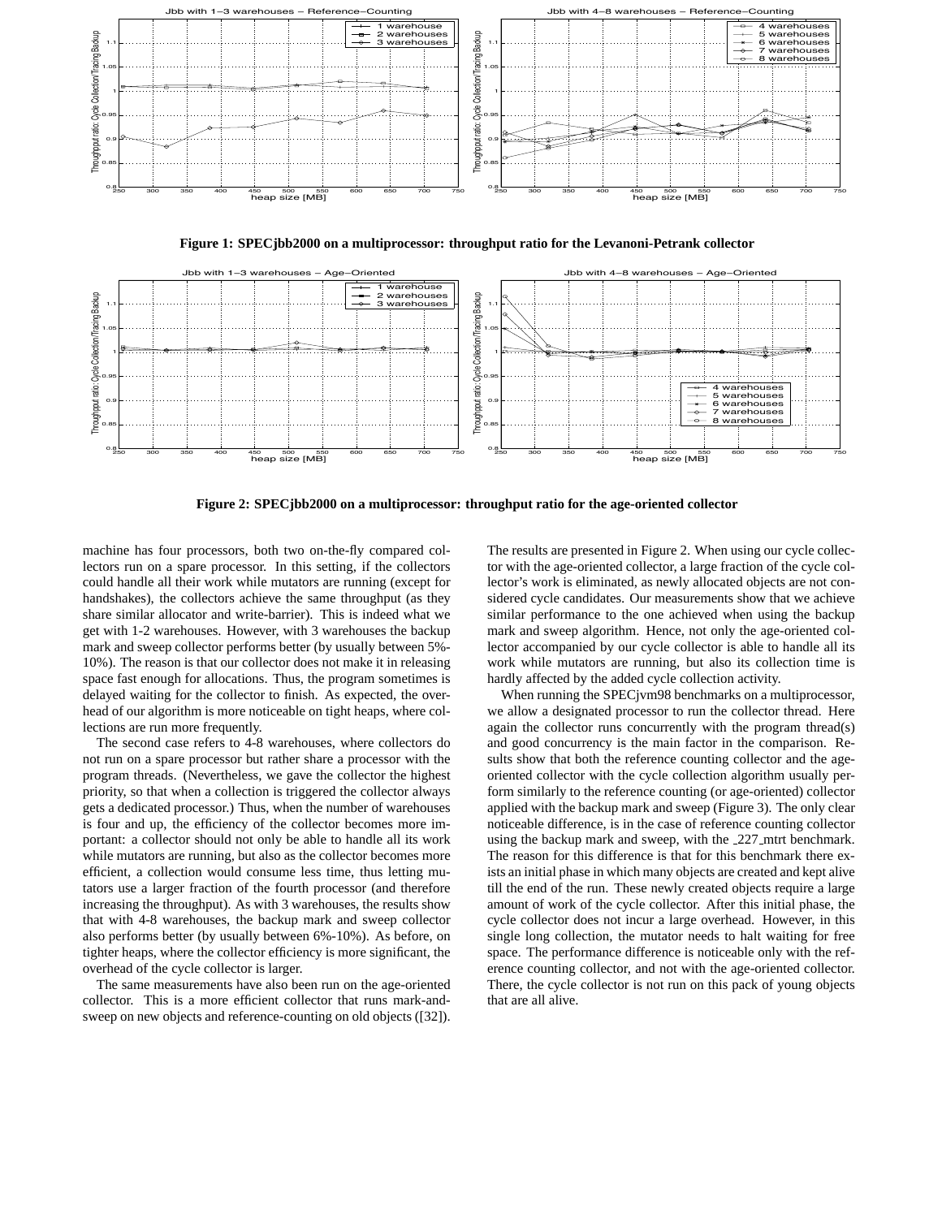**Figure 1: SPECjbb2000 on a multiprocessor: throughput ratio for the Levanoni-Petrank collector**

**Figure 2: SPECjbb2000 on a multiprocessor: throughput ratio for the age-oriented collector**

machine has four processors, both two on-the-fly compared collectors run on a spare processor. In this setting, if the collectors could handle all their work while mutators are running (except for handshakes), the collectors achieve the same throughput (as they share similar allocator and write-barrier). This is indeed what we get with 1-2 warehouses. However, with 3 warehouses the backup mark and sweep collector performs better (by usually between 5%-10%). The reason is that our collector does not make it in releasing space fast enough for allocations. Thus, the program sometimes is delayed waiting for the collector to finish. As expected, the overhead of our algorithm is more noticeable on tight heaps, where collections are run more frequently.

The second case refers to 4-8 warehouses, where collectors do not run on a spare processor but rather share a processor with the program threads. (Nevertheless, we gave the collector the highest priority, so that when a collection is triggered the collector always gets a dedicated processor.) Thus, when the number of warehouses is four and up, the efficiency of the collector becomes more important: a collector should not only be able to handle all its work while mutators are running, but also as the collector becomes more efficient, a collection would consume less time, thus letting mutators use a larger fraction of the fourth processor (and therefore increasing the throughput). As with 3 warehouses, the results show that with 4-8 warehouses, the backup mark and sweep collector also performs better (by usually between 6%-10%). As before, on tighter heaps, where the collector efficiency is more significant, the overhead of the cycle collector is larger.

The same measurements have also been run on the age-oriented collector. This is a more efficient collector that runs mark-and-sweep on new objects and reference-counting on old objects ([32]). The results are presented in Figure 2. When using our cycle collector with the age-oriented collector, a large fraction of the cycle collector's work is eliminated, as newly allocated objects are not considered cycle candidates. Our measurements show that we achieve similar performance to the one achieved when using the backup mark and sweep algorithm. Hence, not only the age-oriented collector accompanied by our cycle collector is able to handle all its work while mutators are running, but also its collection time is hardly affected by the added cycle collection activity.

When running the SPECjvm98 benchmarks on a multiprocessor, we allow a designated processor to run the collector thread. Here again the collector runs concurrently with the program thread(s) and good concurrency is the main factor in the comparison. Results show that both the reference counting collector and the age-oriented collector with the cycle collection algorithm usually perform similarly to the reference counting (or age-oriented) collector applied with the backup mark and sweep (Figure 3). The only clear noticeable difference, is in the case of reference counting collector using the backup mark and sweep, with the _227_mtrt benchmark. The reason for this difference is that for this benchmark there exists an initial phase in which many objects are created and kept alive till the end of the run. These newly created objects require a large amount of work of the cycle collector. After this initial phase, the cycle collector does not incur a large overhead. However, in this single long collection, the mutator needs to halt waiting for free space. The performance difference is noticeable only with the reference counting collector, and not with the age-oriented collector. There, the cycle collector is not run on this pack of young objects that are all alive.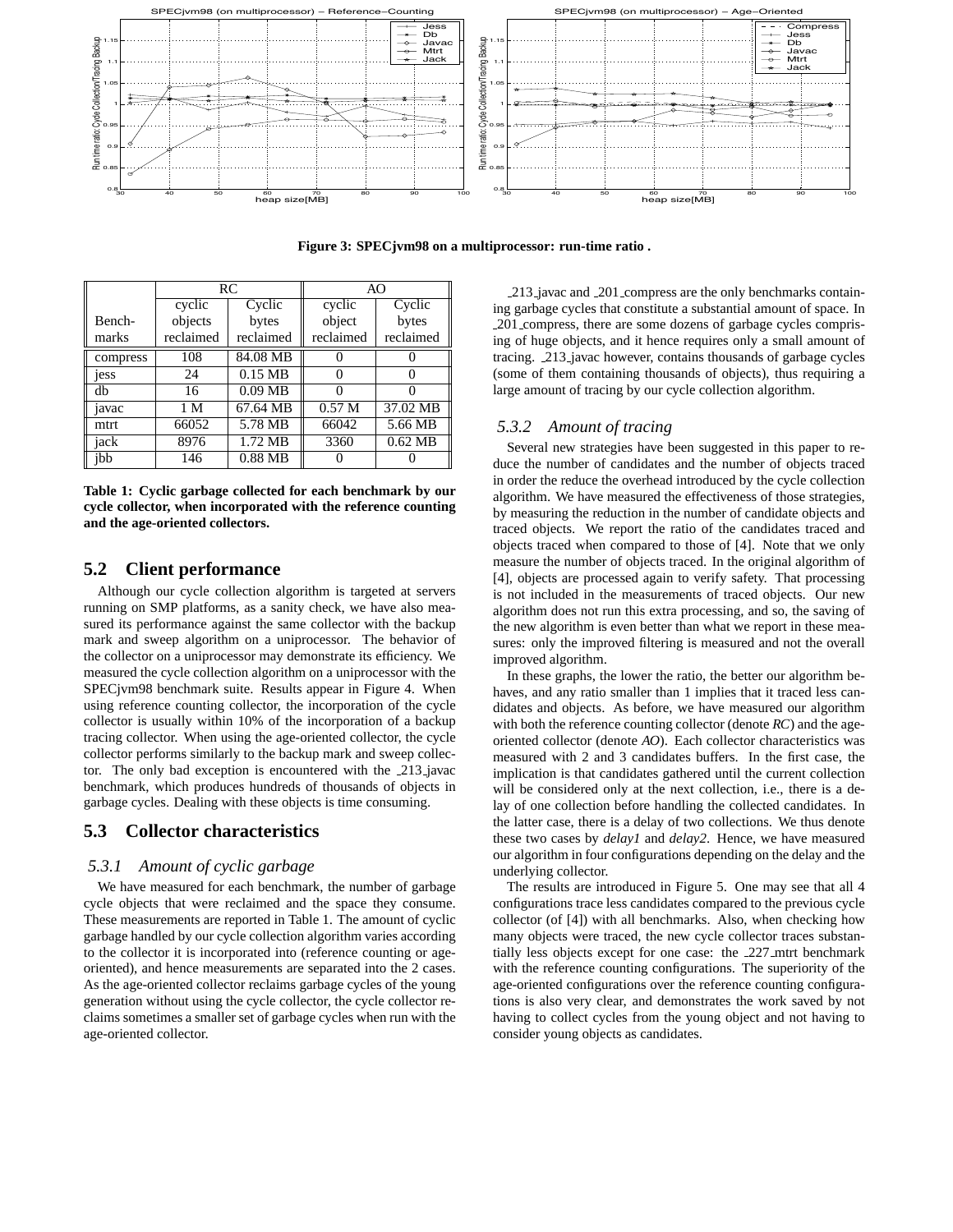Figure 3: SPECjvm98 on a multiprocessor: run-time ratio .

| | RC | | AO | |
|---|---|---|---|---|
| Bench-marks | cyclic objects reclaimed | Cyclic bytes reclaimed | cyclic object reclaimed | Cyclic bytes reclaimed |
| compress | 108 | 84.08 MB | 0 | 0 |
| jess | 24 | 0.15 MB | 0 | 0 |
| db | 16 | 0.09 MB | 0 | 0 |
| javac | 1 M | 67.64 MB | 0.57 M | 37.02 MB |
| mtrt | 66052 | 5.78 MB | 66042 | 5.66 MB |
| jack | 8976 | 1.72 MB | 3360 | 0.62 MB |
| jbb | 146 | 0.88 MB | 0 | 0 |

**Table 1: Cyclic garbage collected for each benchmark by our cycle collector, when incorporated with the reference counting and the age-oriented collectors.**

## 5.2 Client performance

Although our cycle collection algorithm is targeted at servers running on SMP platforms, as a sanity check, we have also measured its performance against the same collector with the backup mark and sweep algorithm on a uniprocessor. The behavior of the collector on a uniprocessor may demonstrate its efficiency. We measured the cycle collection algorithm on a uniprocessor with the SPECjvm98 benchmark suite. Results appear in Figure 4. When using reference counting collector, the incorporation of the cycle collector is usually within 10% of the incorporation of a backup tracing collector. When using the age-oriented collector, the cycle collector performs similarly to the backup mark and sweep collector. The only bad exception is encountered with the _213_javac benchmark, which produces hundreds of thousands of objects in garbage cycles. Dealing with these objects is time consuming.

## 5.3 Collector characteristics

### 5.3.1 *Amount of cyclic garbage*

We have measured for each benchmark, the number of garbage cycle objects that were reclaimed and the space they consume. These measurements are reported in Table 1. The amount of cyclic garbage handled by our cycle collection algorithm varies according to the collector it is incorporated into (reference counting or age-oriented), and hence measurements are separated into the 2 cases. As the age-oriented collector reclaims garbage cycles of the young generation without using the cycle collector, the cycle collector reclaims sometimes a smaller set of garbage cycles when run with the age-oriented collector.

_213_javac and _201_compress are the only benchmarks containing garbage cycles that constitute a substantial amount of space. In _201_compress, there are some dozens of garbage cycles comprising of huge objects, and it hence requires only a small amount of tracing. _213_javac however, contains thousands of garbage cycles (some of them containing thousands of objects), thus requiring a large amount of tracing by our cycle collection algorithm.

### 5.3.2 *Amount of tracing*

Several new strategies have been suggested in this paper to reduce the number of candidates and the number of objects traced in order the reduce the overhead introduced by the cycle collection algorithm. We have measured the effectiveness of those strategies, by measuring the reduction in the number of candidate objects and traced objects. We report the ratio of the candidates traced and objects traced when compared to those of [4]. Note that we only measure the number of objects traced. In the original algorithm of [4], objects are processed again to verify safety. That processing is not included in the measurements of traced objects. Our new algorithm does not run this extra processing, and so, the saving of the new algorithm is even better than what we report in these measures: only the improved filtering is measured and not the overall improved algorithm.

In these graphs, the lower the ratio, the better our algorithm behaves, and any ratio smaller than 1 implies that it traced less candidates and objects. As before, we have measured our algorithm with both the reference counting collector (denote *RC*) and the age-oriented collector (denote *AO*). Each collector characteristics was measured with 2 and 3 candidates buffers. In the first case, the implication is that candidates gathered until the current collection will be considered only at the next collection, i.e., there is a delay of one collection before handling the collected candidates. In the latter case, there is a delay of two collections. We thus denote these two cases by *delay1* and *delay2*. Hence, we have measured our algorithm in four configurations depending on the delay and the underlying collector.

The results are introduced in Figure 5. One may see that all 4 configurations trace less candidates compared to the previous cycle collector (of [4]) with all benchmarks. Also, when checking how many objects were traced, the new cycle collector traces substantially less objects except for one case: the _227_mtrt benchmark with the reference counting configurations. The superiority of the age-oriented configurations over the reference counting configurations is also very clear, and demonstrates the work saved by not having to collect cycles from the young object and not having to consider young objects as candidates.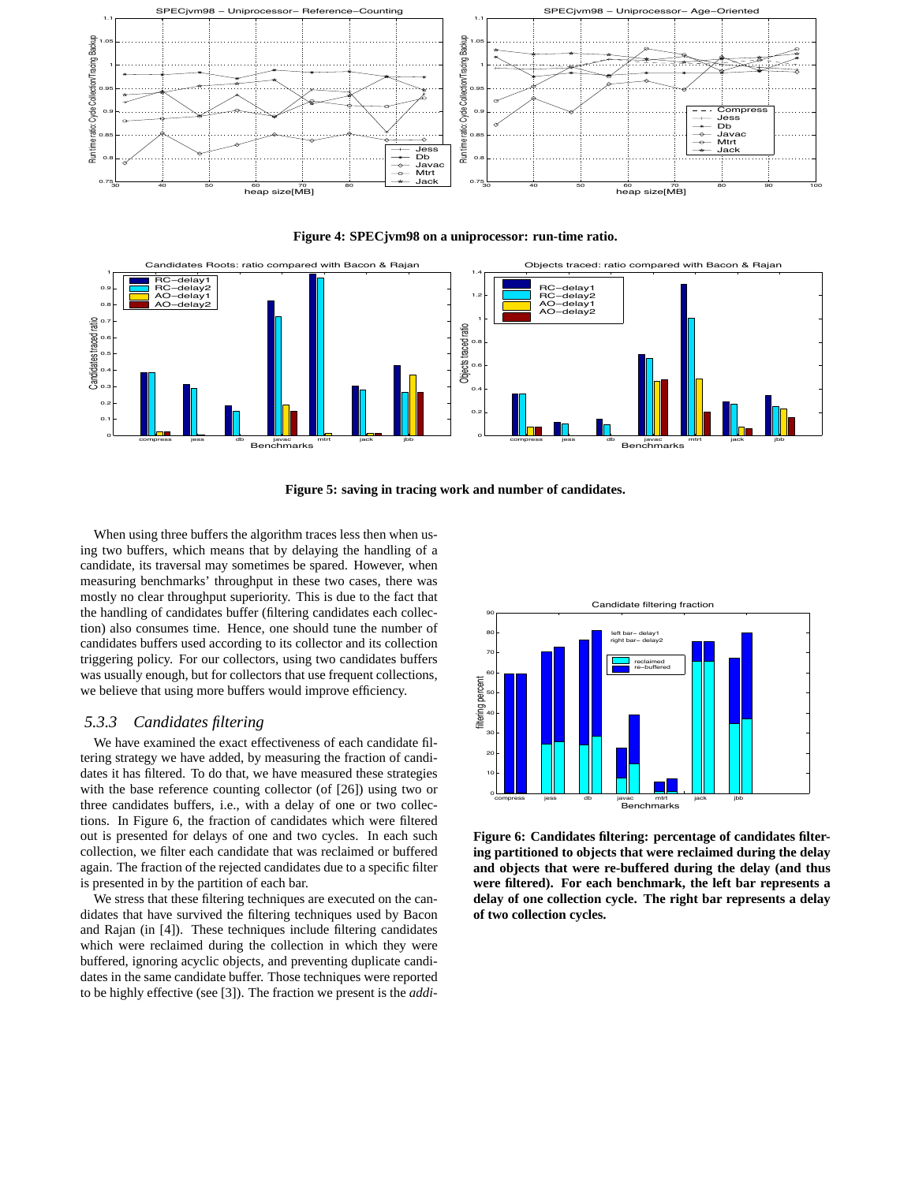**Figure 4: SPECjvm98 on a uniprocessor: run-time ratio.**

**Figure 5: saving in tracing work and number of candidates.**

When using three buffers the algorithm traces less then when using two buffers, which means that by delaying the handling of a candidate, its traversal may sometimes be spared. However, when measuring benchmarks' throughput in these two cases, there was mostly no clear throughput superiority. This is due to the fact that the handling of candidates buffer (filtering candidates each collection) also consumes time. Hence, one should tune the number of candidates buffers used according to its collector and its collection triggering policy. For our collectors, using two candidates buffers was usually enough, but for collectors that use frequent collections, we believe that using more buffers would improve efficiency.

### 5.3.3 *Candidates filtering*

We have examined the exact effectiveness of each candidate filtering strategy we have added, by measuring the fraction of candidates it has filtered. To do that, we have measured these strategies with the base reference counting collector (of [26]) using two or three candidates buffers, i.e., with a delay of one or two collections. In Figure 6, the fraction of candidates which were filtered out is presented for delays of one and two cycles. In each such collection, we filter each candidate that was reclaimed or buffered again. The fraction of the rejected candidates due to a specific filter is presented in by the partition of each bar.

We stress that these filtering techniques are executed on the candidates that have survived the filtering techniques used by Bacon and Rajan (in [4]). These techniques include filtering candidates which were reclaimed during the collection in which they were buffered, ignoring acyclic objects, and preventing duplicate candidates in the same candidate buffer. Those techniques were reported to be highly effective (see [3]). The fraction we present is the *addi-*

**Figure 6: Candidates filtering: percentage of candidates filtering partitioned to objects that were reclaimed during the delay and objects that were re-buffered during the delay (and thus were filtered). For each benchmark, the left bar represents a delay of one collection cycle. The right bar represents a delay of two collection cycles.**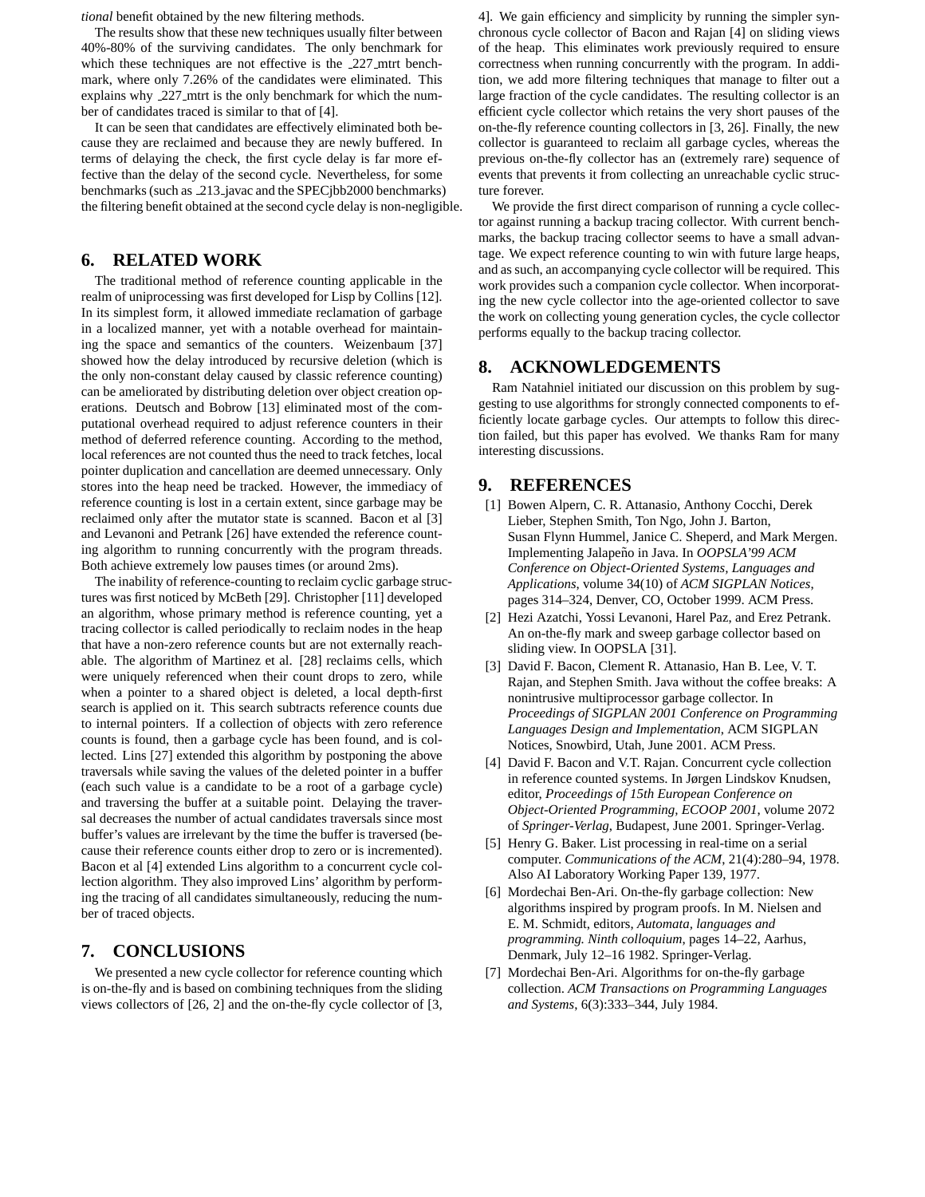*tional* benefit obtained by the new filtering methods.

The results show that these new techniques usually filter between 40%-80% of the surviving candidates. The only benchmark for which these techniques are not effective is the _227_mtrt benchmark, where only 7.26% of the candidates were eliminated. This explains why _227_mtrt is the only benchmark for which the number of candidates traced is similar to that of [4].

It can be seen that candidates are effectively eliminated both because they are reclaimed and because they are newly buffered. In terms of delaying the check, the first cycle delay is far more effective than the delay of the second cycle. Nevertheless, for some benchmarks (such as _213_javac and the SPECjbb2000 benchmarks) the filtering benefit obtained at the second cycle delay is non-negligible.

## 6. RELATED WORK

The traditional method of reference counting applicable in the realm of uniprocessing was first developed for Lisp by Collins [12]. In its simplest form, it allowed immediate reclamation of garbage in a localized manner, yet with a notable overhead for maintaining the space and semantics of the counters. Weizenbaum [37] showed how the delay introduced by recursive deletion (which is the only non-constant delay caused by classic reference counting) can be ameliorated by distributing deletion over object creation operations. Deutsch and Bobrow [13] eliminated most of the computational overhead required to adjust reference counters in their method of deferred reference counting. According to the method, local references are not counted thus the need to track fetches, local pointer duplication and cancellation are deemed unnecessary. Only stores into the heap need be tracked. However, the immediacy of reference counting is lost in a certain extent, since garbage may be reclaimed only after the mutator state is scanned. Bacon et al [3] and Levanoni and Petrank [26] have extended the reference counting algorithm to running concurrently with the program threads. Both achieve extremely low pauses times (or around 2ms).

The inability of reference-counting to reclaim cyclic garbage structures was first noticed by McBeth [29]. Christopher [11] developed an algorithm, whose primary method is reference counting, yet a tracing collector is called periodically to reclaim nodes in the heap that have a non-zero reference counts but are not externally reachable. The algorithm of Martinez et al. [28] reclaims cells, which were uniquely referenced when their count drops to zero, while when a pointer to a shared object is deleted, a local depth-first search is applied on it. This search subtracts reference counts due to internal pointers. If a collection of objects with zero reference counts is found, then a garbage cycle has been found, and is collected. Lins [27] extended this algorithm by postponing the above traversals while saving the values of the deleted pointer in a buffer (each such value is a candidate to be a root of a garbage cycle) and traversing the buffer at a suitable point. Delaying the traversal decreases the number of actual candidates traversals since most buffer's values are irrelevant by the time the buffer is traversed (because their reference counts either drop to zero or is incremented). Bacon et al [4] extended Lins algorithm to a concurrent cycle collection algorithm. They also improved Lins' algorithm by performing the tracing of all candidates simultaneously, reducing the number of traced objects.

## 7. CONCLUSIONS

We presented a new cycle collector for reference counting which is on-the-fly and is based on combining techniques from the sliding views collectors of [26, 2] and the on-the-fly cycle collector of [3, 4]. We gain efficiency and simplicity by running the simpler synchronous cycle collector of Bacon and Rajan [4] on sliding views of the heap. This eliminates work previously required to ensure correctness when running concurrently with the program. In addition, we add more filtering techniques that manage to filter out a large fraction of the cycle candidates. The resulting collector is an efficient cycle collector which retains the very short pauses of the on-the-fly reference counting collectors in [3, 26]. Finally, the new collector is guaranteed to reclaim all garbage cycles, whereas the previous on-the-fly collector has an (extremely rare) sequence of events that prevents it from collecting an unreachable cyclic structure forever.

We provide the first direct comparison of running a cycle collector against running a backup tracing collector. With current benchmarks, the backup tracing collector seems to have a small advantage. We expect reference counting to win with future large heaps, and as such, an accompanying cycle collector will be required. This work provides such a companion cycle collector. When incorporating the new cycle collector into the age-oriented collector to save the work on collecting young generation cycles, the cycle collector performs equally to the backup tracing collector.

## 8. ACKNOWLEDGEMENTS

Ram Natahniel initiated our discussion on this problem by suggesting to use algorithms for strongly connected components to efficiently locate garbage cycles. Our attempts to follow this direction failed, but this paper has evolved. We thanks Ram for many interesting discussions.

## 9. REFERENCES

[1] Bowen Alpern, C. R. Attanasio, Anthony Cocchi, Derek Lieber, Stephen Smith, Ton Ngo, John J. Barton, Susan Flynn Hummel, Janice C. Sheperd, and Mark Mergen. Implementing Jalapeño in Java. In *OOPSLA'99 ACM Conference on Object-Oriented Systems, Languages and Applications*, volume 34(10) of *ACM SIGPLAN Notices*, pages 314–324, Denver, CO, October 1999. ACM Press.

[2] Hezi Azatchi, Yossi Levanoni, Harel Paz, and Erez Petrank. An on-the-fly mark and sweep garbage collector based on sliding view. In OOPSLA [31].

[3] David F. Bacon, Clement R. Attanasio, Han B. Lee, V. T. Rajan, and Stephen Smith. Java without the coffee breaks: A nonintrusive multiprocessor garbage collector. In *Proceedings of SIGPLAN 2001 Conference on Programming Languages Design and Implementation*, ACM SIGPLAN Notices, Snowbird, Utah, June 2001. ACM Press.

[4] David F. Bacon and V.T. Rajan. Concurrent cycle collection in reference counted systems. In Jørgen Lindskov Knudsen, editor, *Proceedings of 15th European Conference on Object-Oriented Programming, ECOOP 2001*, volume 2072 of *Springer-Verlag*, Budapest, June 2001. Springer-Verlag.

[5] Henry G. Baker. List processing in real-time on a serial computer. *Communications of the ACM*, 21(4):280–94, 1978. Also AI Laboratory Working Paper 139, 1977.

[6] Mordechai Ben-Ari. On-the-fly garbage collection: New algorithms inspired by program proofs. In M. Nielsen and E. M. Schmidt, editors, *Automata, languages and programming. Ninth colloquium*, pages 14–22, Aarhus, Denmark, July 12–16 1982. Springer-Verlag.

[7] Mordechai Ben-Ari. Algorithms for on-the-fly garbage collection. *ACM Transactions on Programming Languages and Systems*, 6(3):333–344, July 1984.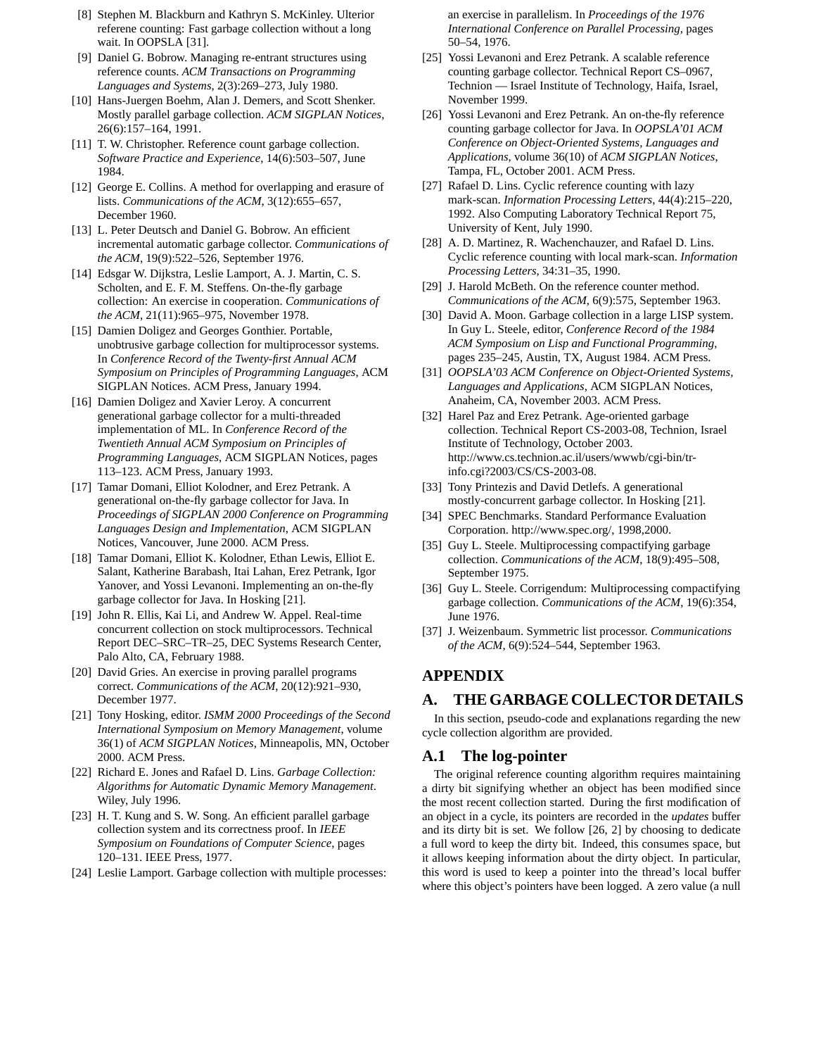[8] Stephen M. Blackburn and Kathryn S. McKinley. Ulterior referene counting: Fast garbage collection without a long wait. In OOPSLA [31].

[9] Daniel G. Bobrow. Managing re-entrant structures using reference counts. *ACM Transactions on Programming Languages and Systems*, 2(3):269–273, July 1980.

[10] Hans-Juergen Boehm, Alan J. Demers, and Scott Shenker. Mostly parallel garbage collection. *ACM SIGPLAN Notices*, 26(6):157–164, 1991.

[11] T. W. Christopher. Reference count garbage collection. *Software Practice and Experience*, 14(6):503–507, June 1984.

[12] George E. Collins. A method for overlapping and erasure of lists. *Communications of the ACM*, 3(12):655–657, December 1960.

[13] L. Peter Deutsch and Daniel G. Bobrow. An efficient incremental automatic garbage collector. *Communications of the ACM*, 19(9):522–526, September 1976.

[14] Edsgar W. Dijkstra, Leslie Lamport, A. J. Martin, C. S. Scholten, and E. F. M. Steffens. On-the-fly garbage collection: An exercise in cooperation. *Communications of the ACM*, 21(11):965–975, November 1978.

[15] Damien Doligez and Georges Gonthier. Portable, unobtrusive garbage collection for multiprocessor systems. In *Conference Record of the Twenty-first Annual ACM Symposium on Principles of Programming Languages*, ACM SIGPLAN Notices. ACM Press, January 1994.

[16] Damien Doligez and Xavier Leroy. A concurrent generational garbage collector for a multi-threaded implementation of ML. In *Conference Record of the Twentieth Annual ACM Symposium on Principles of Programming Languages*, ACM SIGPLAN Notices, pages 113–123. ACM Press, January 1993.

[17] Tamar Domani, Elliot Kolodner, and Erez Petrank. A generational on-the-fly garbage collector for Java. In *Proceedings of SIGPLAN 2000 Conference on Programming Languages Design and Implementation*, ACM SIGPLAN Notices, Vancouver, June 2000. ACM Press.

[18] Tamar Domani, Elliot K. Kolodner, Ethan Lewis, Elliot E. Salant, Katherine Barabash, Itai Lahan, Erez Petrank, Igor Yanover, and Yossi Levanoni. Implementing an on-the-fly garbage collector for Java. In Hosking [21].

[19] John R. Ellis, Kai Li, and Andrew W. Appel. Real-time concurrent collection on stock multiprocessors. Technical Report DEC–SRC–TR–25, DEC Systems Research Center, Palo Alto, CA, February 1988.

[20] David Gries. An exercise in proving parallel programs correct. *Communications of the ACM*, 20(12):921–930, December 1977.

[21] Tony Hosking, editor. *ISMM 2000 Proceedings of the Second International Symposium on Memory Management*, volume 36(1) of *ACM SIGPLAN Notices*, Minneapolis, MN, October 2000. ACM Press.

[22] Richard E. Jones and Rafael D. Lins. *Garbage Collection: Algorithms for Automatic Dynamic Memory Management*. Wiley, July 1996.

[23] H. T. Kung and S. W. Song. An efficient parallel garbage collection system and its correctness proof. In *IEEE Symposium on Foundations of Computer Science*, pages 120–131. IEEE Press, 1977.

[24] Leslie Lamport. Garbage collection with multiple processes: an exercise in parallelism. In *Proceedings of the 1976 International Conference on Parallel Processing*, pages 50–54, 1976.

[25] Yossi Levanoni and Erez Petrank. A scalable reference counting garbage collector. Technical Report CS–0967, Technion — Israel Institute of Technology, Haifa, Israel, November 1999.

[26] Yossi Levanoni and Erez Petrank. An on-the-fly reference counting garbage collector for Java. In *OOPSLA'01 ACM Conference on Object-Oriented Systems, Languages and Applications*, volume 36(10) of *ACM SIGPLAN Notices*, Tampa, FL, October 2001. ACM Press.

[27] Rafael D. Lins. Cyclic reference counting with lazy mark-scan. *Information Processing Letters*, 44(4):215–220, 1992. Also Computing Laboratory Technical Report 75, University of Kent, July 1990.

[28] A. D. Martinez, R. Wachenchauzer, and Rafael D. Lins. Cyclic reference counting with local mark-scan. *Information Processing Letters*, 34:31–35, 1990.

[29] J. Harold McBeth. On the reference counter method. *Communications of the ACM*, 6(9):575, September 1963.

[30] David A. Moon. Garbage collection in a large LISP system. In Guy L. Steele, editor, *Conference Record of the 1984 ACM Symposium on Lisp and Functional Programming*, pages 235–245, Austin, TX, August 1984. ACM Press.

[31] *OOPSLA'03 ACM Conference on Object-Oriented Systems, Languages and Applications*, ACM SIGPLAN Notices, Anaheim, CA, November 2003. ACM Press.

[32] Harel Paz and Erez Petrank. Age-oriented garbage collection. Technical Report CS-2003-08, Technion, Israel Institute of Technology, October 2003. http://www.cs.technion.ac.il/users/wwwb/cgi-bin/tr-info.cgi?2003/CS/CS-2003-08.

[33] Tony Printezis and David Detlefs. A generational mostly-concurrent garbage collector. In Hosking [21].

[34] SPEC Benchmarks. Standard Performance Evaluation Corporation. http://www.spec.org/, 1998,2000.

[35] Guy L. Steele. Multiprocessing compactifying garbage collection. *Communications of the ACM*, 18(9):495–508, September 1975.

[36] Guy L. Steele. Corrigendum: Multiprocessing compactifying garbage collection. *Communications of the ACM*, 19(6):354, June 1976.

[37] J. Weizenbaum. Symmetric list processor. *Communications of the ACM*, 6(9):524–544, September 1963.

# APPENDIX

## A. THE GARBAGE COLLECTOR DETAILS

In this section, pseudo-code and explanations regarding the new cycle collection algorithm are provided.

### A.1 The log-pointer

The original reference counting algorithm requires maintaining a dirty bit signifying whether an object has been modified since the most recent collection started. During the first modification of an object in a cycle, its pointers are recorded in the *updates* buffer and its dirty bit is set. We follow [26, 2] by choosing to dedicate a full word to keep the dirty bit. Indeed, this consumes space, but it allows keeping information about the dirty object. In particular, this word is used to keep a pointer into the thread's local buffer where this object's pointers have been logged. A zero value (a null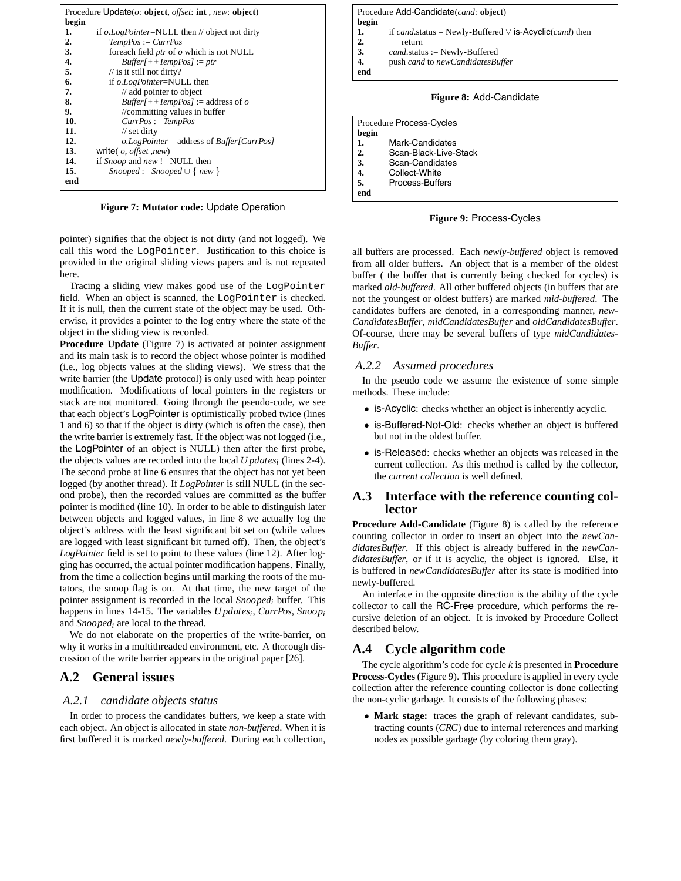```
Procedure Update(o: object, offset: int , new: object)
begin
1.      if o.LogPointer=NULL then // object not dirty
2.          TempPos := CurrPos
3.          foreach field ptr of o which is not NULL
4.              Buffer[++TempPos] := ptr
5.          // is it still not dirty?
6.          if o.LogPointer=NULL then
7.              // add pointer to object
8.              Buffer[++TempPos] := address of o
9.              //committing values in buffer
10.             CurrPos := TempPos
11.             // set dirty
12.             o.LogPointer = address of Buffer[CurrPos]
13.     write( o, offset ,new)
14.     if Snoop and new != NULL then
15.         Snooped := Snooped ∪ { new }
end
```

**Figure 7: Mutator code:** Update Operation

pointer) signifies that the object is not dirty (and not logged). We call this word the LogPointer. Justification to this choice is provided in the original sliding views papers and is not repeated here.

Tracing a sliding view makes good use of the LogPointer field. When an object is scanned, the LogPointer is checked. If it is null, then the current state of the object may be used. Otherwise, it provides a pointer to the log entry where the state of the object in the sliding view is recorded.

**Procedure Update** (Figure 7) is activated at pointer assignment and its main task is to record the object whose pointer is modified (i.e., log objects values at the sliding views). We stress that the write barrier (the Update protocol) is only used with heap pointer modification. Modifications of local pointers in the registers or stack are not monitored. Going through the pseudo-code, we see that each object's LogPointer is optimistically probed twice (lines 1 and 6) so that if the object is dirty (which is often the case), then the write barrier is extremely fast. If the object was not logged (i.e., the LogPointer of an object is NULL) then after the first probe, the objects values are recorded into the local $Updates_i$ (lines 2-4). The second probe at line 6 ensures that the object has not yet been logged (by another thread). If *LogPointer* is still NULL (in the second probe), then the recorded values are committed as the buffer pointer is modified (line 10). In order to be able to distinguish later between objects and logged values, in line 8 we actually log the object's address with the least significant bit set on (while values are logged with least significant bit turned off). Then, the object's *LogPointer* field is set to point to these values (line 12). After logging has occurred, the actual pointer modification happens. Finally, from the time a collection begins until marking the roots of the mutators, the snoop flag is on. At that time, the new target of the pointer assignment is recorded in the local $Snooped_i$ buffer. This happens in lines 14-15. The variables $Updates_i$, *CurrPos*, $Snoop_i$ and $Snooped_i$ are local to the thread.

We do not elaborate on the properties of the write-barrier, on why it works in a multithreaded environment, etc. A thorough discussion of the write barrier appears in the original paper [26].

## A.2 General issues

### A.2.1 candidate objects status

In order to process the candidates buffers, we keep a state with each object. An object is allocated in state *non-buffered*. When it is first buffered it is marked *newly-buffered*. During each collection, all buffers are processed. Each *newly-buffered* object is removed from all older buffers. An object that is a member of the oldest buffer ( the buffer that is currently being checked for cycles) is marked *old-buffered*. All other buffered objects (in buffers that are not the youngest or oldest buffers) are marked *mid-buffered*. The candidates buffers are denoted, in a corresponding manner, *newCandidatesBuffer*, *midCandidatesBuffer* and *oldCandidatesBuffer*. Of-course, there may be several buffers of type *midCandidatesBuffer*.

```
Procedure Add-Candidate(cand: object)
begin
1.      if cand.status = Newly-Buffered ∨ is-Acyclic(cand) then
2.          return
3.      cand.status := Newly-Buffered
4.      push cand to newCandidatesBuffer
end
```

**Figure 8:** Add-Candidate

```
Procedure Process-Cycles
begin
1.      Mark-Candidates
2.      Scan-Black-Live-Stack
3.      Scan-Candidates
4.      Collect-White
5.      Process-Buffers
end
```

**Figure 9:** Process-Cycles

### A.2.2 Assumed procedures

In the pseudo code we assume the existence of some simple methods. These include:

- is-Acyclic: checks whether an object is inherently acyclic.
- is-Buffered-Not-Old: checks whether an object is buffered but not in the oldest buffer.
- is-Released: checks whether an objects was released in the current collection. As this method is called by the collector, the *current collection* is well defined.

## A.3 Interface with the reference counting collector

**Procedure Add-Candidate** (Figure 8) is called by the reference counting collector in order to insert an object into the *newCandidatesBuffer*. If this object is already buffered in the *newCandidatesBuffer*, or if it is acyclic, the object is ignored. Else, it is buffered in *newCandidatesBuffer* after its state is modified into newly-buffered.

An interface in the opposite direction is the ability of the cycle collector to call the RC-Free procedure, which performs the recursive deletion of an object. It is invoked by Procedure Collect described below.

## A.4 Cycle algorithm code

The cycle algorithm's code for cycle $k$ is presented in **Procedure Process-Cycles** (Figure 9). This procedure is applied in every cycle collection after the reference counting collector is done collecting the non-cyclic garbage. It consists of the following phases:

- **Mark stage:** traces the graph of relevant candidates, subtracting counts (*CRC*) due to internal references and marking nodes as possible garbage (by coloring them gray).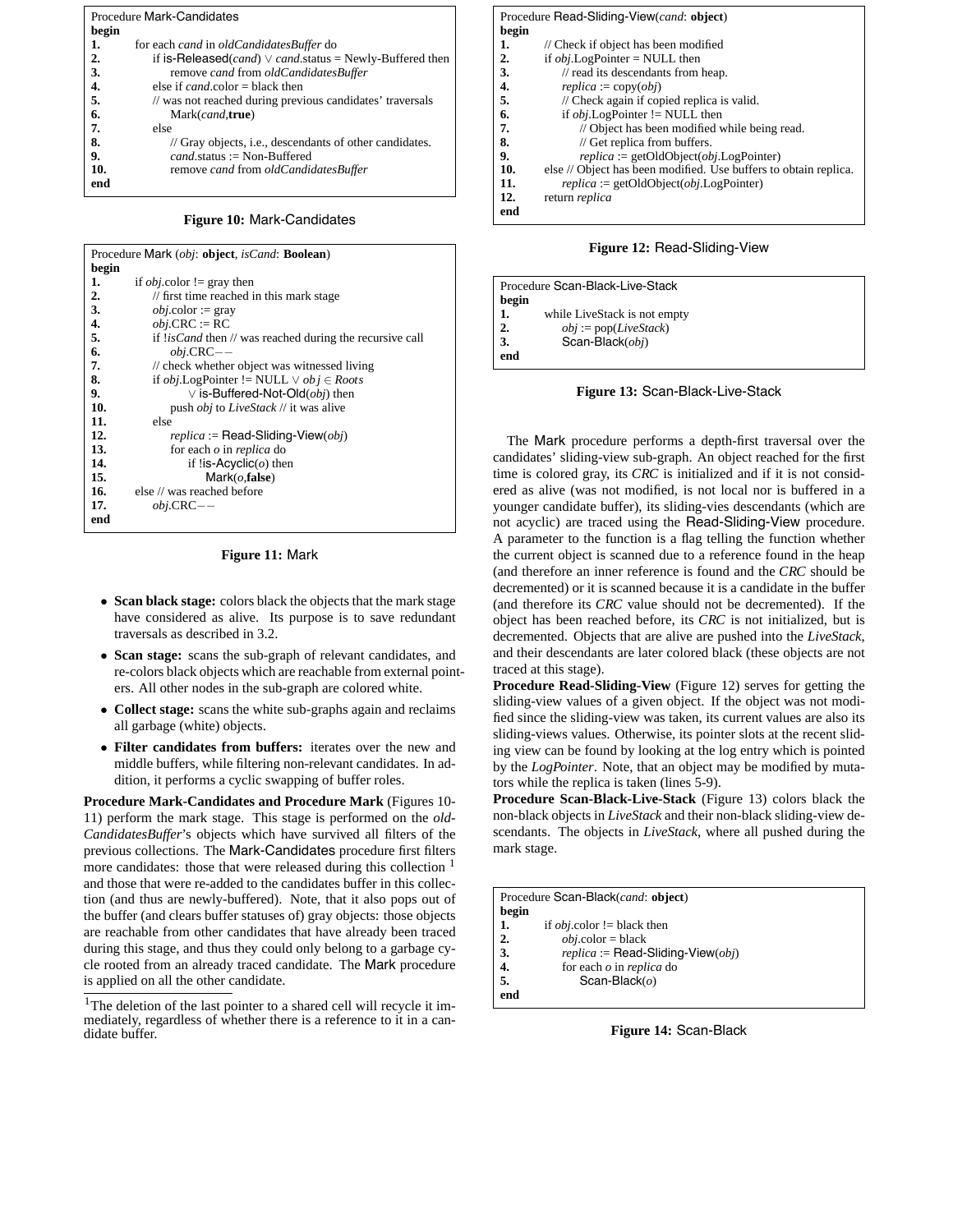```
Procedure Mark-Candidates
begin
1.      for each cand in oldCandidatesBuffer do
2.          if is-Released(cand) ∨ cand.status = Newly-Buffered then
3.              remove cand from oldCandidatesBuffer
4.          else if cand.color = black then
5.          // was not reached during previous candidates' traversals
6.              Mark(cand,true)
7.          else
8.              // Gray objects, i.e., descendants of other candidates.
9.              cand.status := Non-Buffered
10.             remove cand from oldCandidatesBuffer
end
```

**Figure 10:** Mark-Candidates

```
Procedure Mark (obj: object, isCand: Boolean)
begin
1.      if obj.color != gray then
2.          // first time reached in this mark stage
3.          obj.color := gray
4.          obj.CRC := RC
5.          if !isCand then // was reached during the recursive call
6.              obj.CRC−−
7.          // check whether object was witnessed living
8.          if obj.LogPointer != NULL ∨ obj ∈ Roots
9.                  ∨ is-Buffered-Not-Old(obj) then
10.             push obj to LiveStack // it was alive
11.         else
12.             replica := Read-Sliding-View(obj)
13.             for each o in replica do
14.                 if !is-Acyclic(o) then
15.                     Mark(o,false)
16.     else // was reached before
17.         obj.CRC−−
end
```

**Figure 11:** Mark

- **Scan black stage:** colors black the objects that the mark stage have considered as alive. Its purpose is to save redundant traversals as described in 3.2.
- **Scan stage:** scans the sub-graph of relevant candidates, and re-colors black objects which are reachable from external pointers. All other nodes in the sub-graph are colored white.
- **Collect stage:** scans the white sub-graphs again and reclaims all garbage (white) objects.
- **Filter candidates from buffers:** iterates over the new and middle buffers, while filtering non-relevant candidates. In addition, it performs a cyclic swapping of buffer roles.

**Procedure Mark-Candidates and Procedure Mark** (Figures 10-11) perform the mark stage. This stage is performed on the *oldCandidatesBuffer*'s objects which have survived all filters of the previous collections. The Mark-Candidates procedure first filters more candidates: those that were released during this collection [1] and those that were re-added to the candidates buffer in this collection (and thus are newly-buffered). Note, that it also pops out of the buffer (and clears buffer statuses of) gray objects: those objects are reachable from other candidates that have already been traced during this stage, and thus they could only belong to a garbage cycle rooted from an already traced candidate. The Mark procedure is applied on all the other candidate.

[1] The deletion of the last pointer to a shared cell will recycle it immediately, regardless of whether there is a reference to it in a candidate buffer.

```
Procedure Read-Sliding-View(cand: object)
begin
1.      // Check if object has been modified
2.      if obj.LogPointer = NULL then
3.          // read its descendants from heap.
4.          replica := copy(obj)
5.          // Check again if copied replica is valid.
6.          if obj.LogPointer != NULL then
7.              // Object has been modified while being read.
8.              // Get replica from buffers.
9.              replica := getOldObject(obj.LogPointer)
10.     else // Object has been modified. Use buffers to obtain replica.
11.         replica := getOldObject(obj.LogPointer)
12.     return replica
end
```

**Figure 12:** Read-Sliding-View

```
Procedure Scan-Black-Live-Stack
begin
1.      while LiveStack is not empty
2.          obj := pop(LiveStack)
3.          Scan-Black(obj)
end
```

**Figure 13:** Scan-Black-Live-Stack

The Mark procedure performs a depth-first traversal over the candidates' sliding-view sub-graph. An object reached for the first time is colored gray, its *CRC* is initialized and if it is not considered as alive (was not modified, is not local nor is buffered in a younger candidate buffer), its sliding-vies descendants (which are not acyclic) are traced using the Read-Sliding-View procedure. A parameter to the function is a flag telling the function whether the current object is scanned due to a reference found in the heap (and therefore an inner reference is found and the *CRC* should be decremented) or it is scanned because it is a candidate in the buffer (and therefore its *CRC* value should not be decremented). If the object has been reached before, its *CRC* is not initialized, but is decremented. Objects that are alive are pushed into the *LiveStack*, and their descendants are later colored black (these objects are not traced at this stage).

**Procedure Read-Sliding-View** (Figure 12) serves for getting the sliding-view values of a given object. If the object was not modified since the sliding-view was taken, its current values are also its sliding-views values. Otherwise, its pointer slots at the recent sliding view can be found by looking at the log entry which is pointed by the *LogPointer*. Note, that an object may be modified by mutators while the replica is taken (lines 5-9).

**Procedure Scan-Black-Live-Stack** (Figure 13) colors black the non-black objects in *LiveStack* and their non-black sliding-view descendants. The objects in *LiveStack*, where all pushed during the mark stage.

```
Procedure Scan-Black(cand: object)
begin
1.      if obj.color != black then
2.          obj.color = black
3.          replica := Read-Sliding-View(obj)
4.          for each o in replica do
5.              Scan-Black(o)
end
```

**Figure 14:** Scan-Black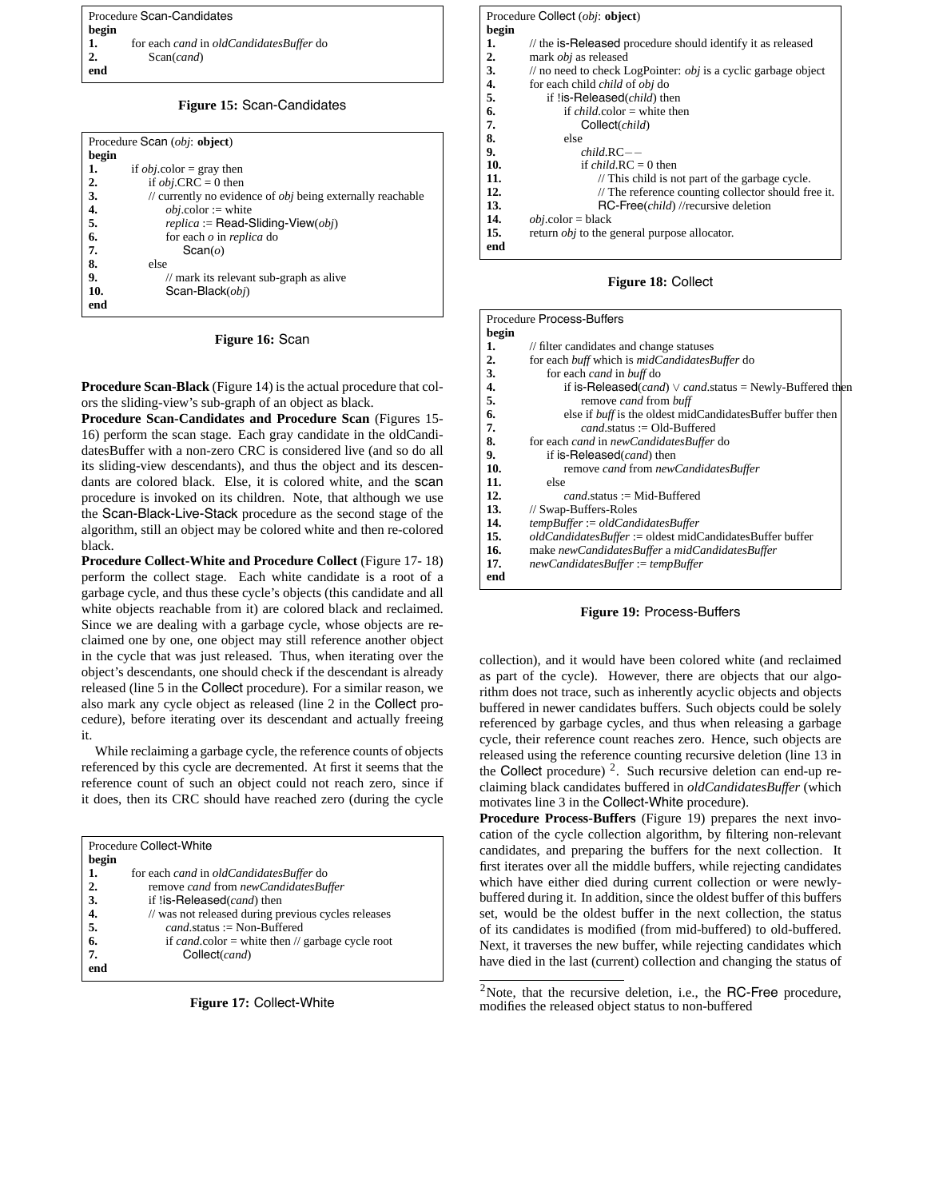```
Procedure Scan-Candidates
begin
1.      for each cand in oldCandidatesBuffer do
2.          Scan(cand)
end
```

**Figure 15:** Scan-Candidates

```
Procedure Scan (obj: object)
begin
1.      if obj.color = gray then
2.          if obj.CRC = 0 then
3.          // currently no evidence of obj being externally reachable
4.              obj.color := white
5.              replica := Read-Sliding-View(obj)
6.              for each o in replica do
7.                  Scan(o)
8.          else
9.              // mark its relevant sub-graph as alive
10.             Scan-Black(obj)
end
```

**Figure 16:** Scan

**Procedure Scan-Black** (Figure 14) is the actual procedure that colors the sliding-view's sub-graph of an object as black.

**Procedure Scan-Candidates and Procedure Scan** (Figures 15-16) perform the scan stage. Each gray candidate in the oldCandidatesBuffer with a non-zero CRC is considered live (and so do all its sliding-view descendants), and thus the object and its descendants are colored black. Else, it is colored white, and the scan procedure is invoked on its children. Note, that although we use the Scan-Black-Live-Stack procedure as the second stage of the algorithm, still an object may be colored white and then re-colored black.

**Procedure Collect-White and Procedure Collect** (Figure 17- 18) perform the collect stage. Each white candidate is a root of a garbage cycle, and thus these cycle's objects (this candidate and all white objects reachable from it) are colored black and reclaimed. Since we are dealing with a garbage cycle, whose objects are reclaimed one by one, one object may still reference another object in the cycle that was just released. Thus, when iterating over the object's descendants, one should check if the descendant is already released (line 5 in the Collect procedure). For a similar reason, we also mark any cycle object as released (line 2 in the Collect procedure), before iterating over its descendant and actually freeing it.

While reclaiming a garbage cycle, the reference counts of objects referenced by this cycle are decremented. At first it seems that the reference count of such an object could not reach zero, since if it does, then its CRC should have reached zero (during the cycle collection), and it would have been colored white (and reclaimed as part of the cycle). However, there are objects that our algorithm does not trace, such as inherently acyclic objects and objects buffered in newer candidates buffers. Such objects could be solely referenced by garbage cycles, and thus when releasing a garbage cycle, their reference count reaches zero. Hence, such objects are released using the reference counting recursive deletion (line 13 in the Collect procedure) [2]. Such recursive deletion can end-up reclaiming black candidates buffered in *oldCandidatesBuffer* (which motivates line 3 in the Collect-White procedure).

```
Procedure Collect-White
begin
1.      for each cand in oldCandidatesBuffer do
2.          remove cand from newCandidatesBuffer
3.          if !is-Released(cand) then
4.          // was not released during previous cycles releases
5.              cand.status := Non-Buffered
6.              if cand.color = white then // garbage cycle root
7.                  Collect(cand)
end
```

**Figure 17:** Collect-White

```
Procedure Collect (obj: object)
begin
1.      // the is-Released procedure should identify it as released
2.      mark obj as released
3.      // no need to check LogPointer: obj is a cyclic garbage object
4.      for each child child of obj do
5.          if !is-Released(child) then
6.              if child.color = white then
7.                  Collect(child)
8.              else
9.                  child.RC−−
10.                 if child.RC = 0 then
11.                     // This child is not part of the garbage cycle.
12.                     // The reference counting collector should free it.
13.                     RC-Free(child) //recursive deletion
14.     obj.color = black
15.     return obj to the general purpose allocator.
end
```

**Figure 18:** Collect

```
Procedure Process-Buffers
begin
1.      // filter candidates and change statuses
2.      for each buff which is midCandidatesBuffer do
3.          for each cand in buff do
4.              if is-Released(cand) ∨ cand.status = Newly-Buffered then
5.                  remove cand from buff
6.              else if buff is the oldest midCandidatesBuffer buffer then
7.                  cand.status := Old-Buffered
8.      for each cand in newCandidatesBuffer do
9.          if is-Released(cand) then
10.             remove cand from newCandidatesBuffer
11.         else
12.             cand.status := Mid-Buffered
13.     // Swap-Buffers-Roles
14.     tempBuffer := oldCandidatesBuffer
15.     oldCandidatesBuffer := oldest midCandidatesBuffer buffer
16.     make newCandidatesBuffer a midCandidatesBuffer
17.     newCandidatesBuffer := tempBuffer
end
```

**Figure 19:** Process-Buffers

**Procedure Process-Buffers** (Figure 19) prepares the next invocation of the cycle collection algorithm, by filtering non-relevant candidates, and preparing the buffers for the next collection. It first iterates over all the middle buffers, while rejecting candidates which have either died during current collection or were newly-buffered during it. In addition, since the oldest buffer of this buffers set, would be the oldest buffer in the next collection, the status of its candidates is modified (from mid-buffered) to old-buffered. Next, it traverses the new buffer, while rejecting candidates which have died in the last (current) collection and changing the status of

[2] Note, that the recursive deletion, i.e., the RC-Free procedure, modifies the released object status to non-buffered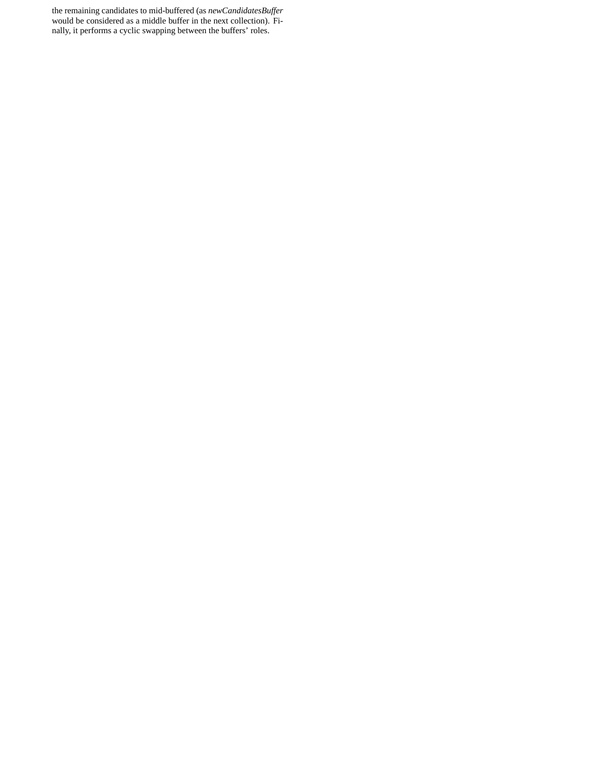the remaining candidates to mid-buffered (as *newCandidatesBuffer* would be considered as a middle buffer in the next collection). Finally, it performs a cyclic swapping between the buffers' roles.